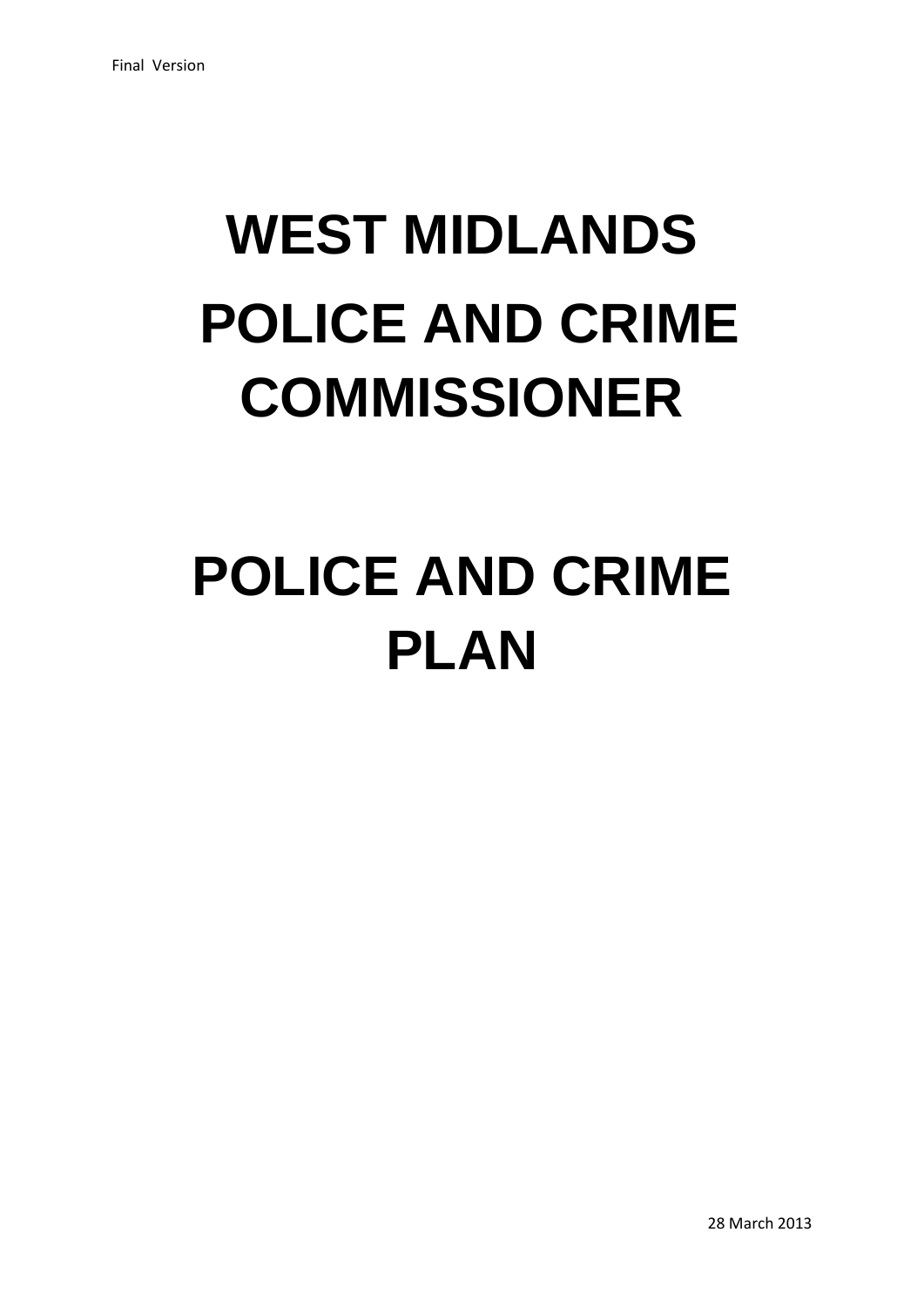Final Version

# WEST MIDLANDS POLICE AND CRIME COMMISSIONER

# POLICE AND CRIME PLAN

28 March 2013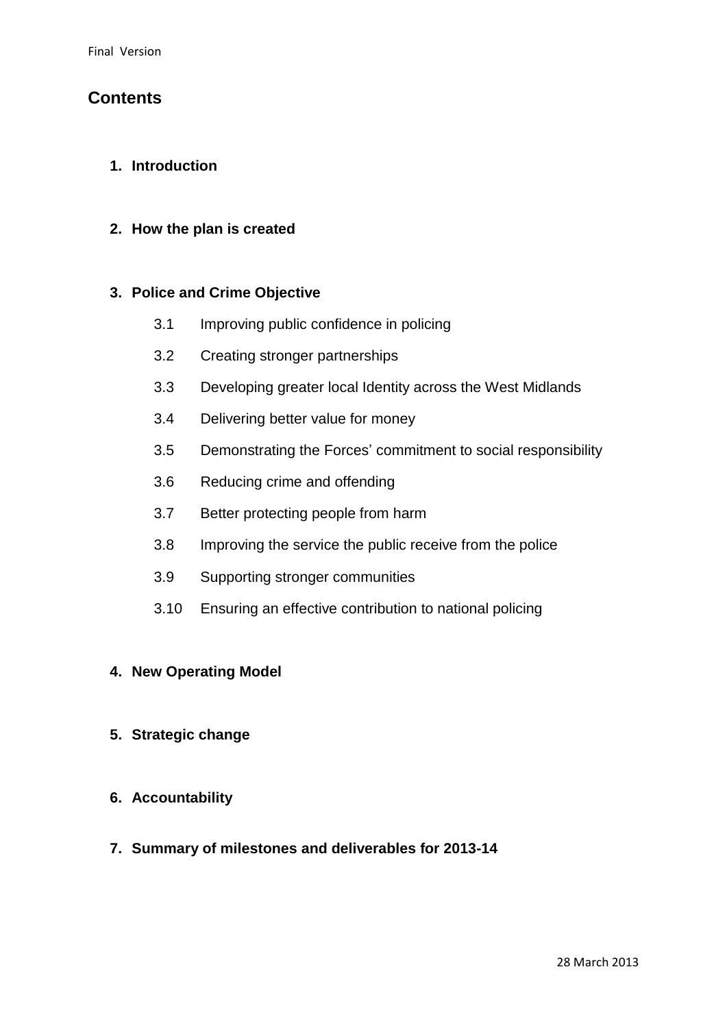## Contents

1. **Introduction**

2. **How the plan is created**

3. **Police and Crime Objective**

   3.1 Improving public confidence in policing

   3.2 Creating stronger partnerships

   3.3 Developing greater local Identity across the West Midlands

   3.4 Delivering better value for money

   3.5 Demonstrating the Forces' commitment to social responsibility

   3.6 Reducing crime and offending

   3.7 Better protecting people from harm

   3.8 Improving the service the public receive from the police

   3.9 Supporting stronger communities

   3.10 Ensuring an effective contribution to national policing

4. **New Operating Model**

5. **Strategic change**

6. **Accountability**

7. **Summary of milestones and deliverables for 2013-14**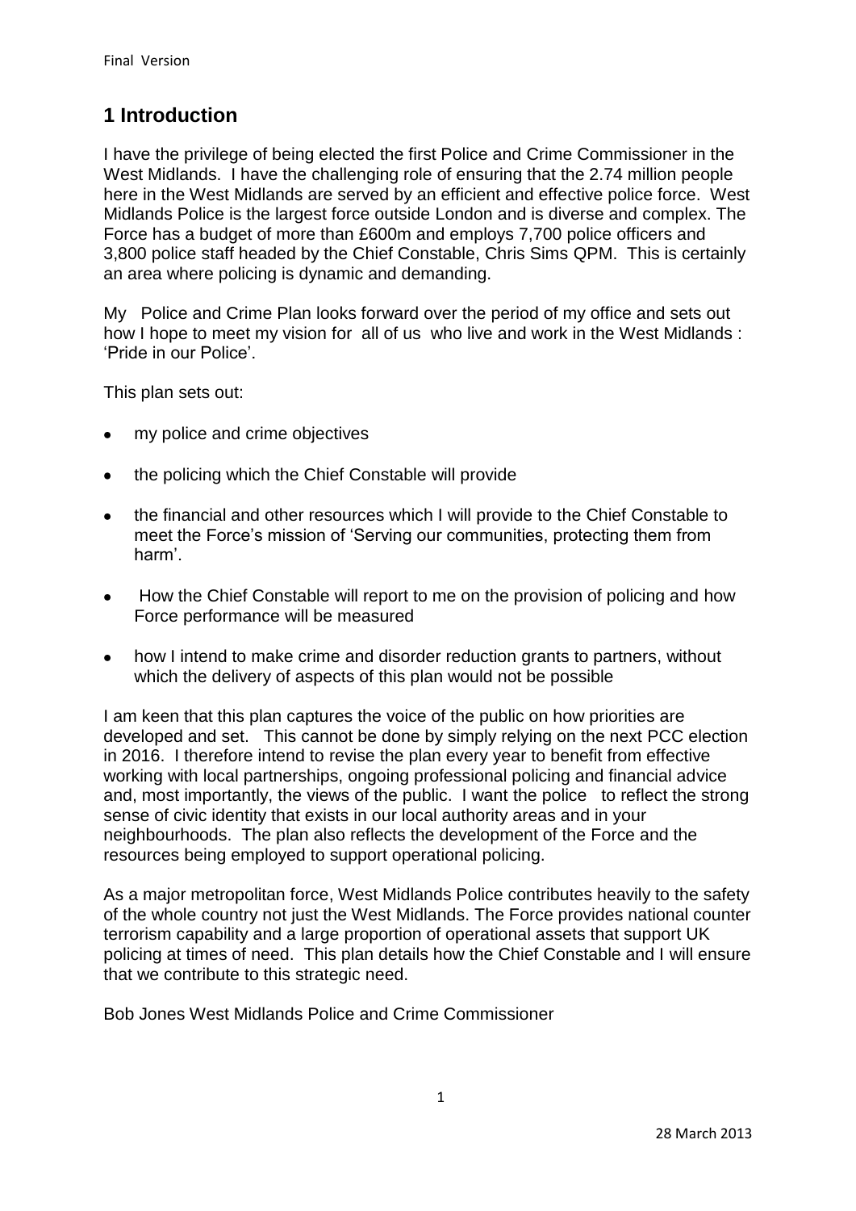## 1 Introduction

I have the privilege of being elected the first Police and Crime Commissioner in the West Midlands. I have the challenging role of ensuring that the 2.74 million people here in the West Midlands are served by an efficient and effective police force. West Midlands Police is the largest force outside London and is diverse and complex. The Force has a budget of more than £600m and employs 7,700 police officers and 3,800 police staff headed by the Chief Constable, Chris Sims QPM. This is certainly an area where policing is dynamic and demanding.

My Police and Crime Plan looks forward over the period of my office and sets out how I hope to meet my vision for all of us who live and work in the West Midlands : 'Pride in our Police'.

This plan sets out:

- my police and crime objectives
- the policing which the Chief Constable will provide
- the financial and other resources which I will provide to the Chief Constable to meet the Force's mission of 'Serving our communities, protecting them from harm'.
- How the Chief Constable will report to me on the provision of policing and how Force performance will be measured
- how I intend to make crime and disorder reduction grants to partners, without which the delivery of aspects of this plan would not be possible

I am keen that this plan captures the voice of the public on how priorities are developed and set. This cannot be done by simply relying on the next PCC election in 2016. I therefore intend to revise the plan every year to benefit from effective working with local partnerships, ongoing professional policing and financial advice and, most importantly, the views of the public. I want the police to reflect the strong sense of civic identity that exists in our local authority areas and in your neighbourhoods. The plan also reflects the development of the Force and the resources being employed to support operational policing.

As a major metropolitan force, West Midlands Police contributes heavily to the safety of the whole country not just the West Midlands. The Force provides national counter terrorism capability and a large proportion of operational assets that support UK policing at times of need. This plan details how the Chief Constable and I will ensure that we contribute to this strategic need.

Bob Jones West Midlands Police and Crime Commissioner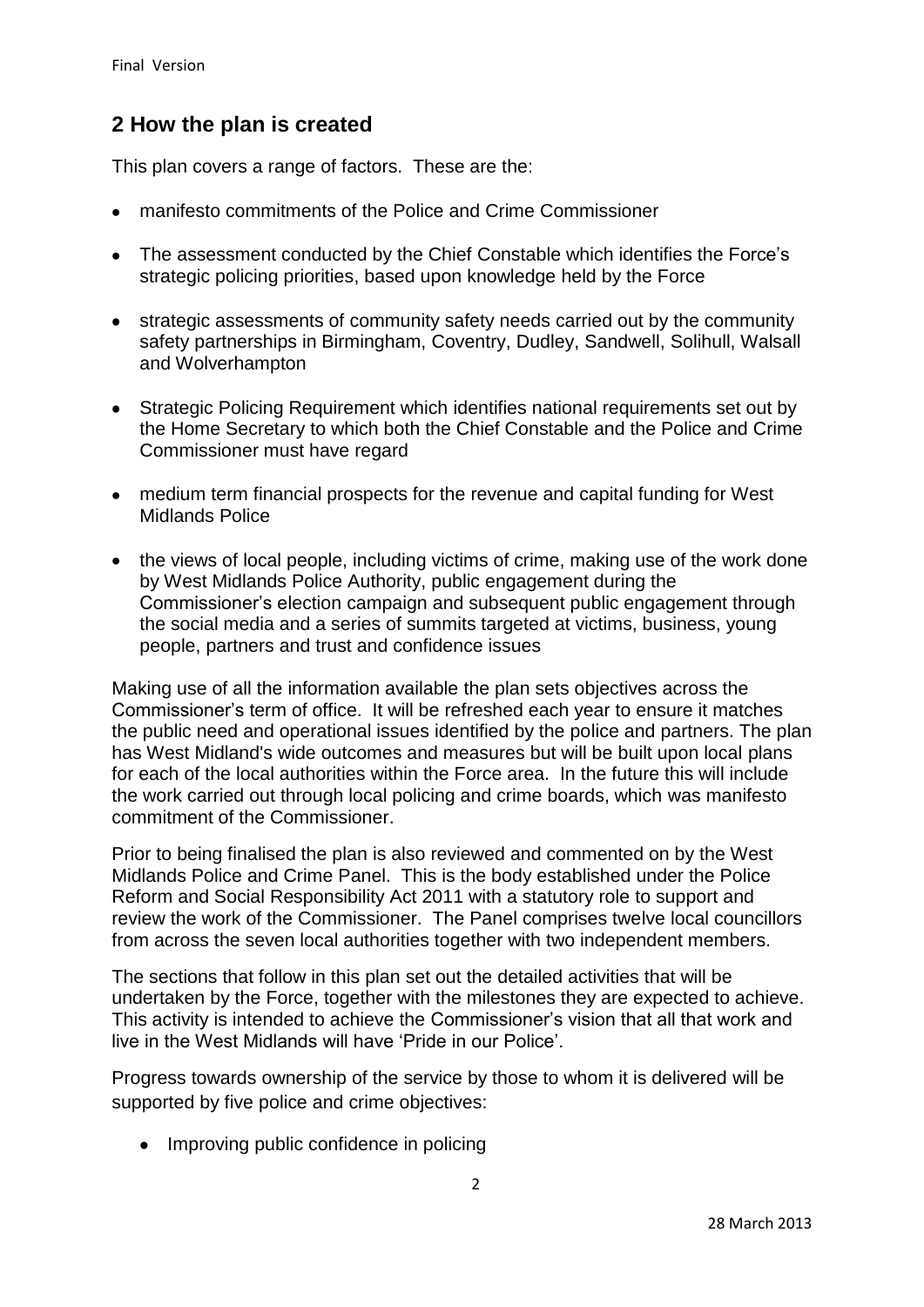## 2 How the plan is created

This plan covers a range of factors. These are the:

- manifesto commitments of the Police and Crime Commissioner
- The assessment conducted by the Chief Constable which identifies the Force's strategic policing priorities, based upon knowledge held by the Force
- strategic assessments of community safety needs carried out by the community safety partnerships in Birmingham, Coventry, Dudley, Sandwell, Solihull, Walsall and Wolverhampton
- Strategic Policing Requirement which identifies national requirements set out by the Home Secretary to which both the Chief Constable and the Police and Crime Commissioner must have regard
- medium term financial prospects for the revenue and capital funding for West Midlands Police
- the views of local people, including victims of crime, making use of the work done by West Midlands Police Authority, public engagement during the Commissioner's election campaign and subsequent public engagement through the social media and a series of summits targeted at victims, business, young people, partners and trust and confidence issues

Making use of all the information available the plan sets objectives across the Commissioner's term of office. It will be refreshed each year to ensure it matches the public need and operational issues identified by the police and partners. The plan has West Midland's wide outcomes and measures but will be built upon local plans for each of the local authorities within the Force area. In the future this will include the work carried out through local policing and crime boards, which was manifesto commitment of the Commissioner.

Prior to being finalised the plan is also reviewed and commented on by the West Midlands Police and Crime Panel. This is the body established under the Police Reform and Social Responsibility Act 2011 with a statutory role to support and review the work of the Commissioner. The Panel comprises twelve local councillors from across the seven local authorities together with two independent members.

The sections that follow in this plan set out the detailed activities that will be undertaken by the Force, together with the milestones they are expected to achieve. This activity is intended to achieve the Commissioner's vision that all that work and live in the West Midlands will have 'Pride in our Police'.

Progress towards ownership of the service by those to whom it is delivered will be supported by five police and crime objectives:

- Improving public confidence in policing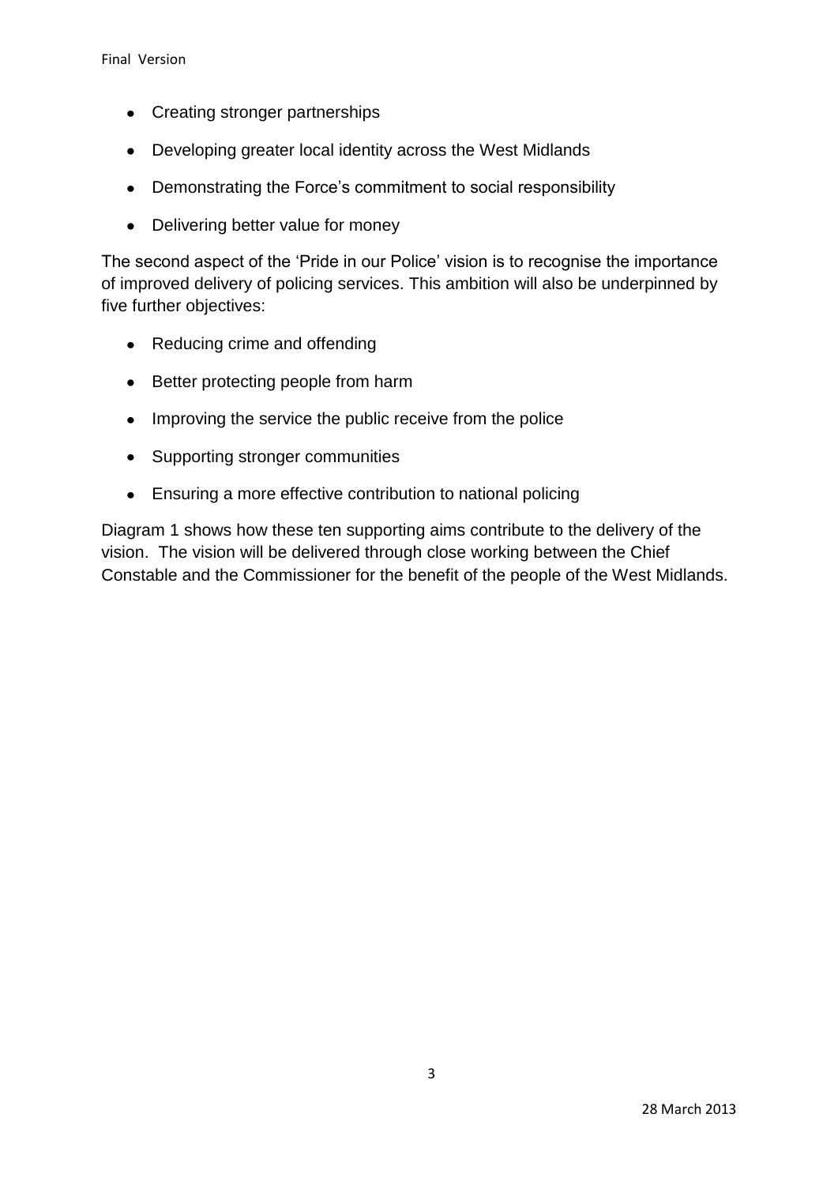- Creating stronger partnerships
- Developing greater local identity across the West Midlands
- Demonstrating the Force's commitment to social responsibility
- Delivering better value for money

The second aspect of the 'Pride in our Police' vision is to recognise the importance of improved delivery of policing services. This ambition will also be underpinned by five further objectives:

- Reducing crime and offending
- Better protecting people from harm
- Improving the service the public receive from the police
- Supporting stronger communities
- Ensuring a more effective contribution to national policing

Diagram 1 shows how these ten supporting aims contribute to the delivery of the vision. The vision will be delivered through close working between the Chief Constable and the Commissioner for the benefit of the people of the West Midlands.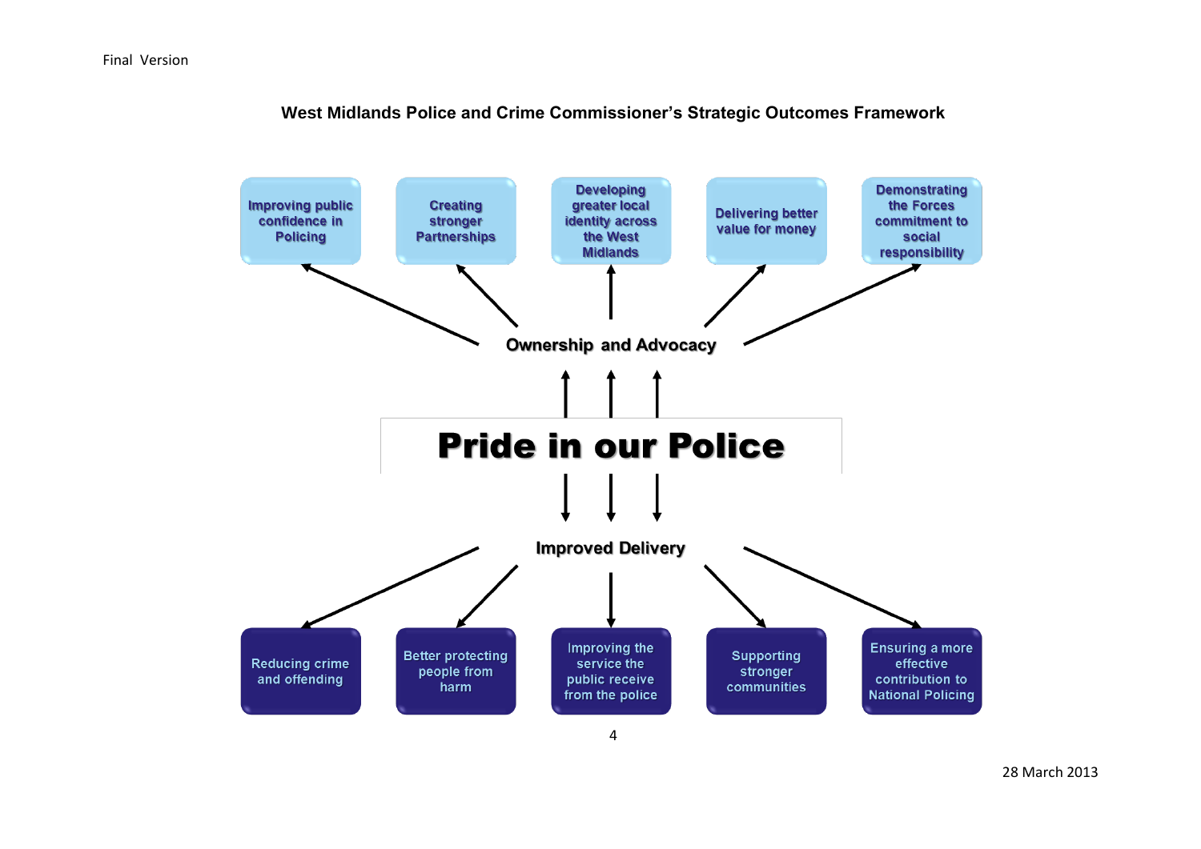# West Midlands Police and Crime Commissioner's Strategic Outcomes Framework

**Ownership and Advocacy**

- Improving public confidence in Policing
- Creating stronger Partnerships
- Developing greater local identity across the West Midlands
- Delivering better value for money
- Demonstrating the Forces commitment to social responsibility

# Pride in our Police

**Improved Delivery**

- Reducing crime and offending
- Better protecting people from harm
- Improving the service the public receive from the police
- Supporting stronger communities
- Ensuring a more effective contribution to National Policing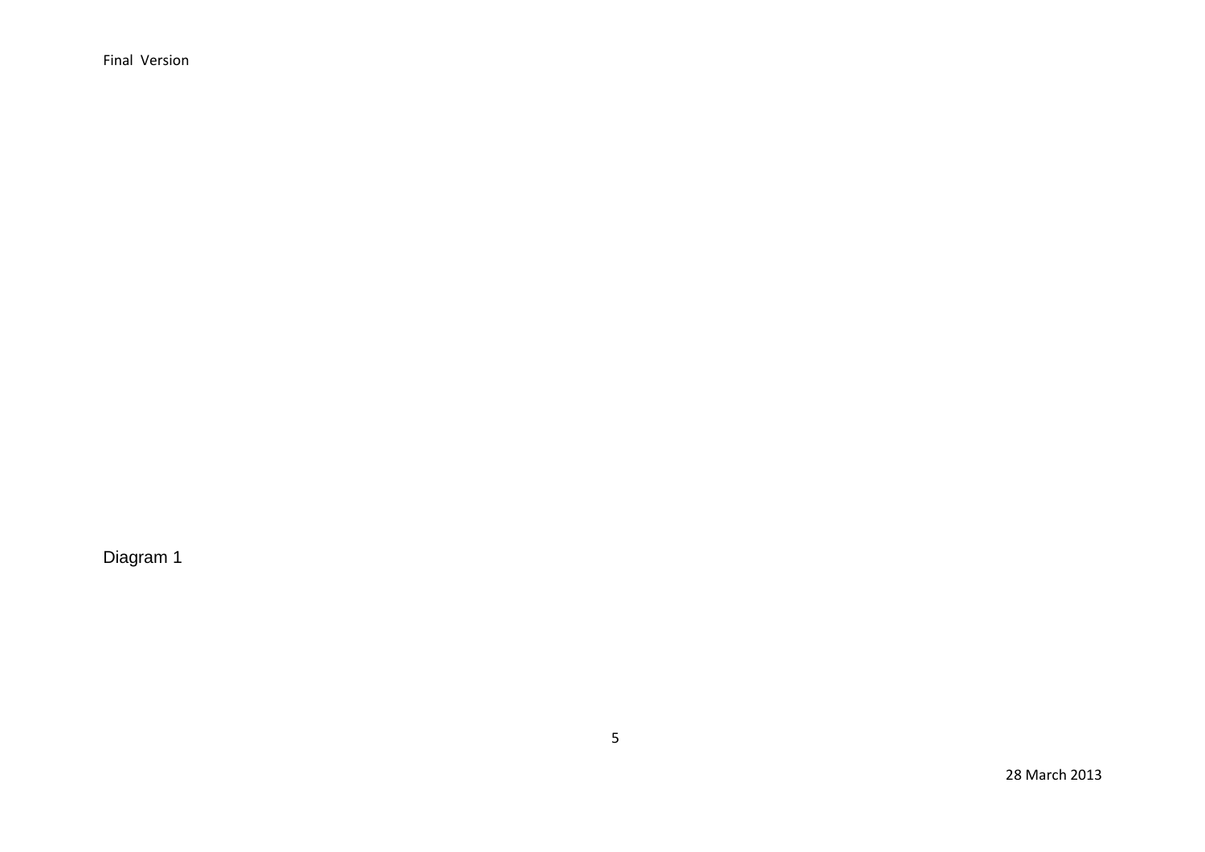Diagram 1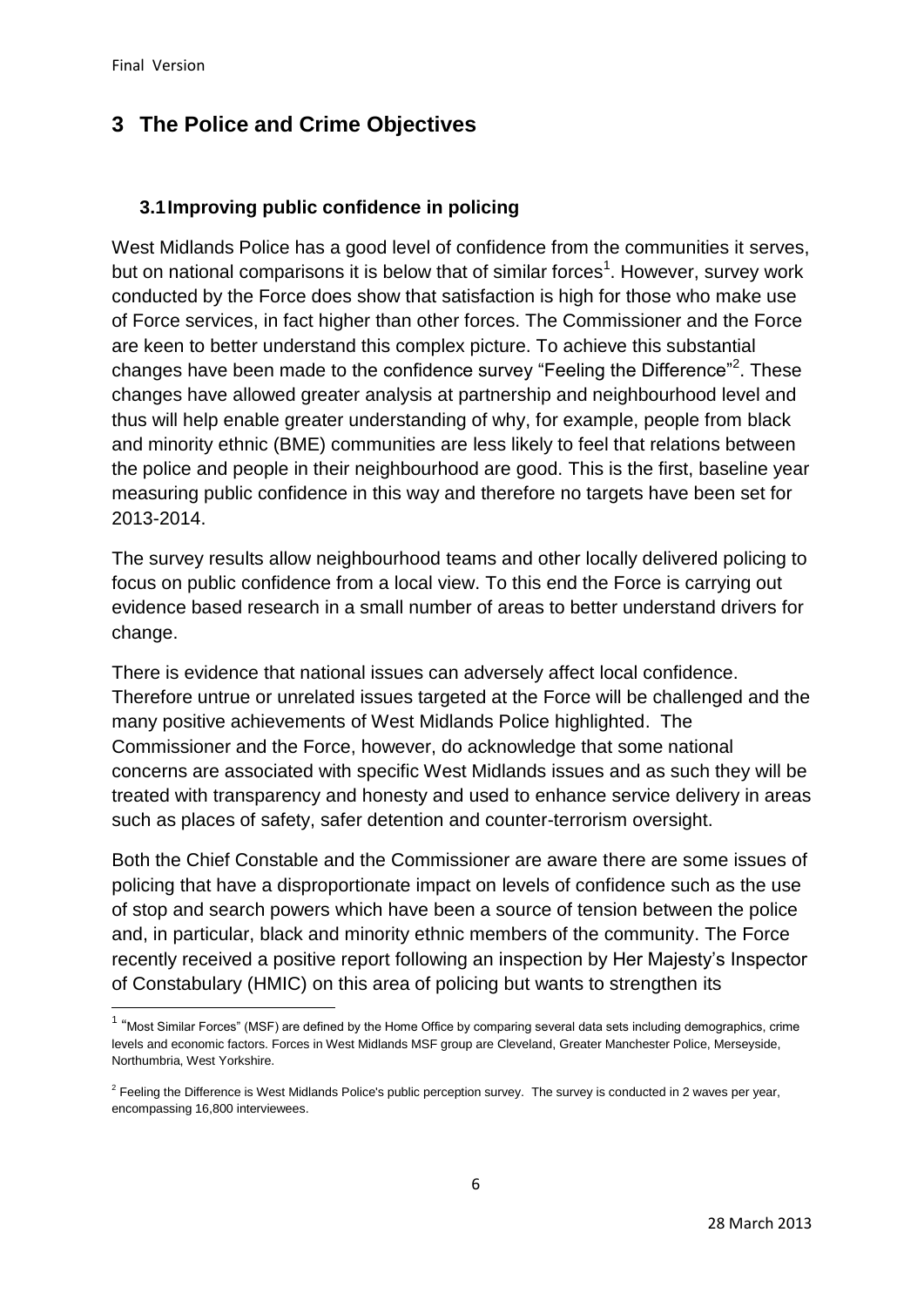# 3 The Police and Crime Objectives

## 3.1 Improving public confidence in policing

West Midlands Police has a good level of confidence from the communities it serves, but on national comparisons it is below that of similar forces[1]. However, survey work conducted by the Force does show that satisfaction is high for those who make use of Force services, in fact higher than other forces. The Commissioner and the Force are keen to better understand this complex picture. To achieve this substantial changes have been made to the confidence survey "Feeling the Difference"[2]. These changes have allowed greater analysis at partnership and neighbourhood level and thus will help enable greater understanding of why, for example, people from black and minority ethnic (BME) communities are less likely to feel that relations between the police and people in their neighbourhood are good. This is the first, baseline year measuring public confidence in this way and therefore no targets have been set for 2013-2014.

The survey results allow neighbourhood teams and other locally delivered policing to focus on public confidence from a local view. To this end the Force is carrying out evidence based research in a small number of areas to better understand drivers for change.

There is evidence that national issues can adversely affect local confidence. Therefore untrue or unrelated issues targeted at the Force will be challenged and the many positive achievements of West Midlands Police highlighted. The Commissioner and the Force, however, do acknowledge that some national concerns are associated with specific West Midlands issues and as such they will be treated with transparency and honesty and used to enhance service delivery in areas such as places of safety, safer detention and counter-terrorism oversight.

Both the Chief Constable and the Commissioner are aware there are some issues of policing that have a disproportionate impact on levels of confidence such as the use of stop and search powers which have been a source of tension between the police and, in particular, black and minority ethnic members of the community. The Force recently received a positive report following an inspection by Her Majesty's Inspector of Constabulary (HMIC) on this area of policing but wants to strengthen its

---

[1] "Most Similar Forces" (MSF) are defined by the Home Office by comparing several data sets including demographics, crime levels and economic factors. Forces in West Midlands MSF group are Cleveland, Greater Manchester Police, Merseyside, Northumbria, West Yorkshire.

[2] Feeling the Difference is West Midlands Police's public perception survey. The survey is conducted in 2 waves per year, encompassing 16,800 interviewees.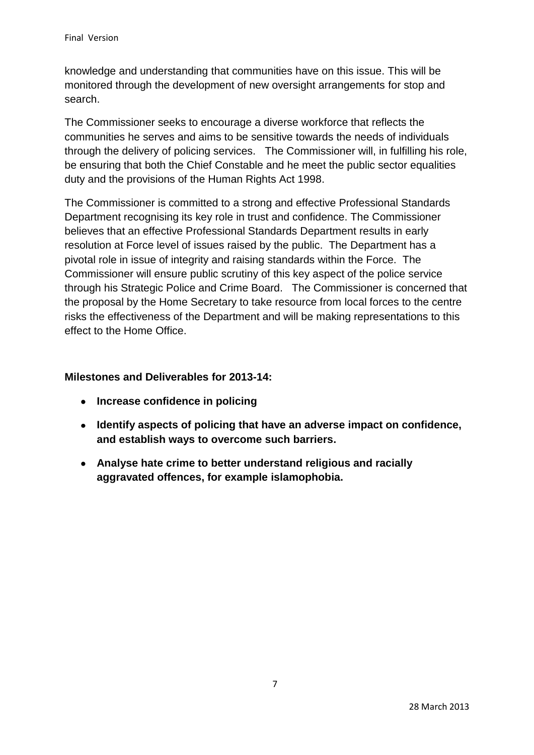knowledge and understanding that communities have on this issue. This will be monitored through the development of new oversight arrangements for stop and search.

The Commissioner seeks to encourage a diverse workforce that reflects the communities he serves and aims to be sensitive towards the needs of individuals through the delivery of policing services. The Commissioner will, in fulfilling his role, be ensuring that both the Chief Constable and he meet the public sector equalities duty and the provisions of the Human Rights Act 1998.

The Commissioner is committed to a strong and effective Professional Standards Department recognising its key role in trust and confidence. The Commissioner believes that an effective Professional Standards Department results in early resolution at Force level of issues raised by the public. The Department has a pivotal role in issue of integrity and raising standards within the Force. The Commissioner will ensure public scrutiny of this key aspect of the police service through his Strategic Police and Crime Board. The Commissioner is concerned that the proposal by the Home Secretary to take resource from local forces to the centre risks the effectiveness of the Department and will be making representations to this effect to the Home Office.

**Milestones and Deliverables for 2013-14:**

- **Increase confidence in policing**
- **Identify aspects of policing that have an adverse impact on confidence, and establish ways to overcome such barriers.**
- **Analyse hate crime to better understand religious and racially aggravated offences, for example islamophobia.**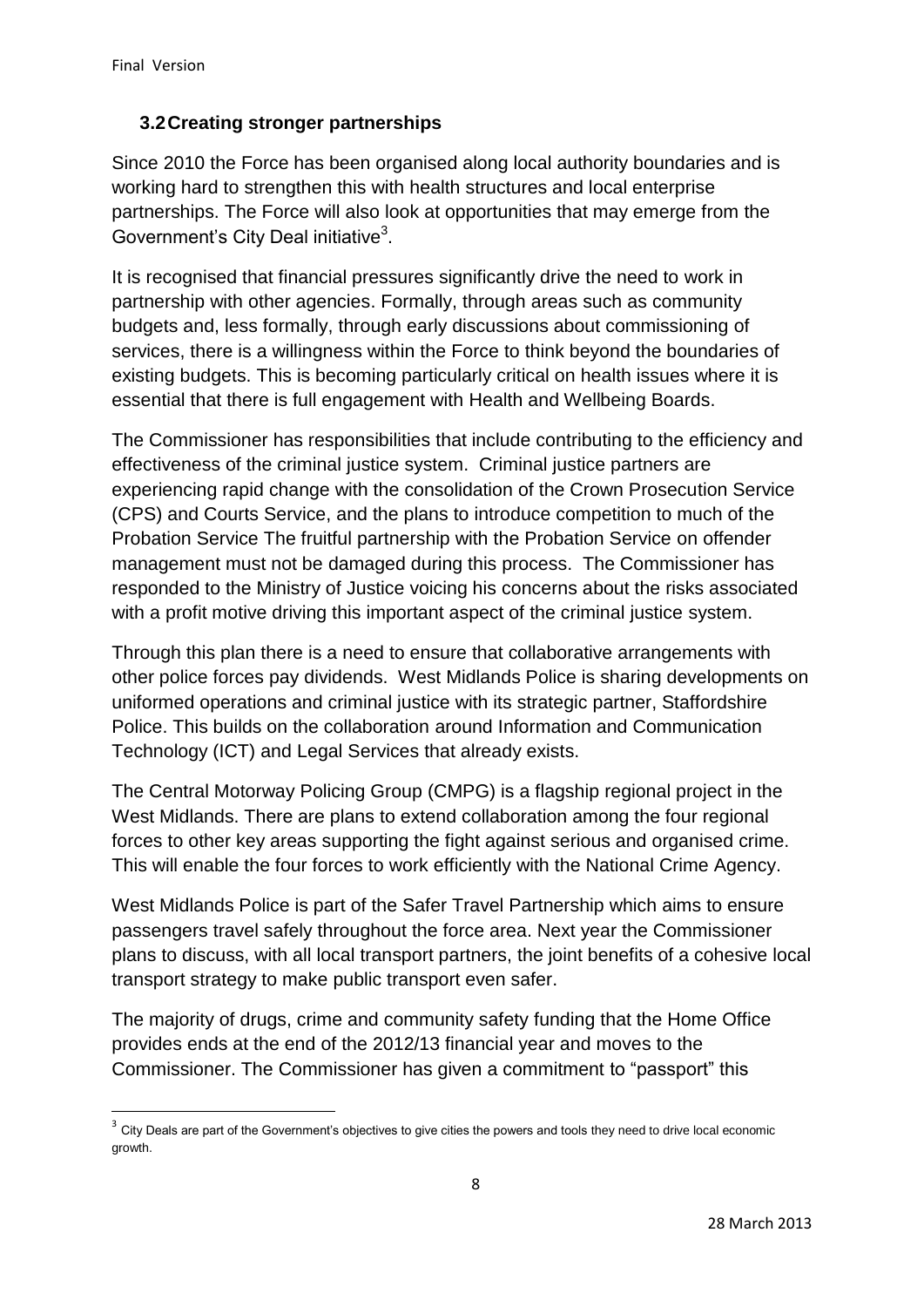### 3.2 Creating stronger partnerships

Since 2010 the Force has been organised along local authority boundaries and is working hard to strengthen this with health structures and local enterprise partnerships. The Force will also look at opportunities that may emerge from the Government's City Deal initiative[3].

It is recognised that financial pressures significantly drive the need to work in partnership with other agencies. Formally, through areas such as community budgets and, less formally, through early discussions about commissioning of services, there is a willingness within the Force to think beyond the boundaries of existing budgets. This is becoming particularly critical on health issues where it is essential that there is full engagement with Health and Wellbeing Boards.

The Commissioner has responsibilities that include contributing to the efficiency and effectiveness of the criminal justice system. Criminal justice partners are experiencing rapid change with the consolidation of the Crown Prosecution Service (CPS) and Courts Service, and the plans to introduce competition to much of the Probation Service The fruitful partnership with the Probation Service on offender management must not be damaged during this process. The Commissioner has responded to the Ministry of Justice voicing his concerns about the risks associated with a profit motive driving this important aspect of the criminal justice system.

Through this plan there is a need to ensure that collaborative arrangements with other police forces pay dividends. West Midlands Police is sharing developments on uniformed operations and criminal justice with its strategic partner, Staffordshire Police. This builds on the collaboration around Information and Communication Technology (ICT) and Legal Services that already exists.

The Central Motorway Policing Group (CMPG) is a flagship regional project in the West Midlands. There are plans to extend collaboration among the four regional forces to other key areas supporting the fight against serious and organised crime. This will enable the four forces to work efficiently with the National Crime Agency.

West Midlands Police is part of the Safer Travel Partnership which aims to ensure passengers travel safely throughout the force area. Next year the Commissioner plans to discuss, with all local transport partners, the joint benefits of a cohesive local transport strategy to make public transport even safer.

The majority of drugs, crime and community safety funding that the Home Office provides ends at the end of the 2012/13 financial year and moves to the Commissioner. The Commissioner has given a commitment to "passport" this

[3] City Deals are part of the Government's objectives to give cities the powers and tools they need to drive local economic growth.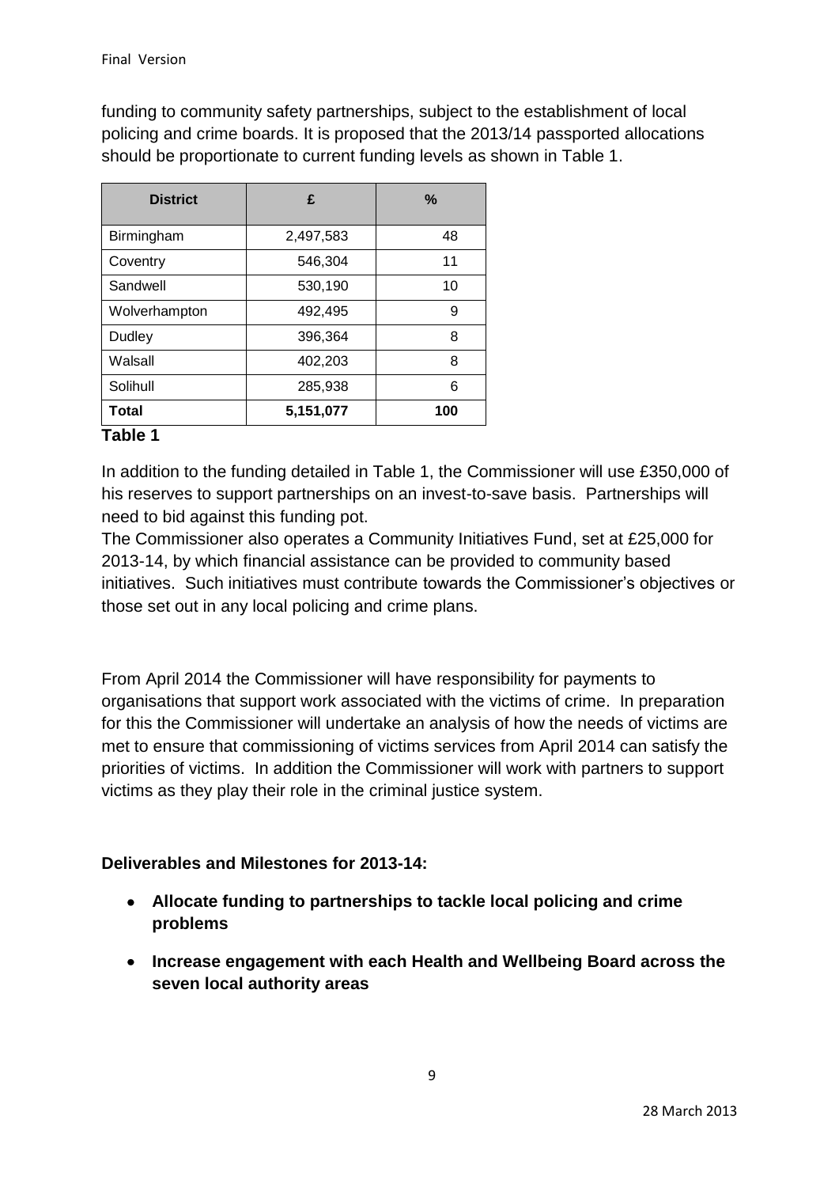funding to community safety partnerships, subject to the establishment of local policing and crime boards. It is proposed that the 2013/14 passported allocations should be proportionate to current funding levels as shown in Table 1.

| District | £ | % |
|---|---|---|
| Birmingham | 2,497,583 | 48 |
| Coventry | 546,304 | 11 |
| Sandwell | 530,190 | 10 |
| Wolverhampton | 492,495 | 9 |
| Dudley | 396,364 | 8 |
| Walsall | 402,203 | 8 |
| Solihull | 285,938 | 6 |
| **Total** | **5,151,077** | **100** |

**Table 1**

In addition to the funding detailed in Table 1, the Commissioner will use £350,000 of his reserves to support partnerships on an invest-to-save basis. Partnerships will need to bid against this funding pot.

The Commissioner also operates a Community Initiatives Fund, set at £25,000 for 2013-14, by which financial assistance can be provided to community based initiatives. Such initiatives must contribute towards the Commissioner's objectives or those set out in any local policing and crime plans.

From April 2014 the Commissioner will have responsibility for payments to organisations that support work associated with the victims of crime. In preparation for this the Commissioner will undertake an analysis of how the needs of victims are met to ensure that commissioning of victims services from April 2014 can satisfy the priorities of victims. In addition the Commissioner will work with partners to support victims as they play their role in the criminal justice system.

**Deliverables and Milestones for 2013-14:**

- **Allocate funding to partnerships to tackle local policing and crime problems**
- **Increase engagement with each Health and Wellbeing Board across the seven local authority areas**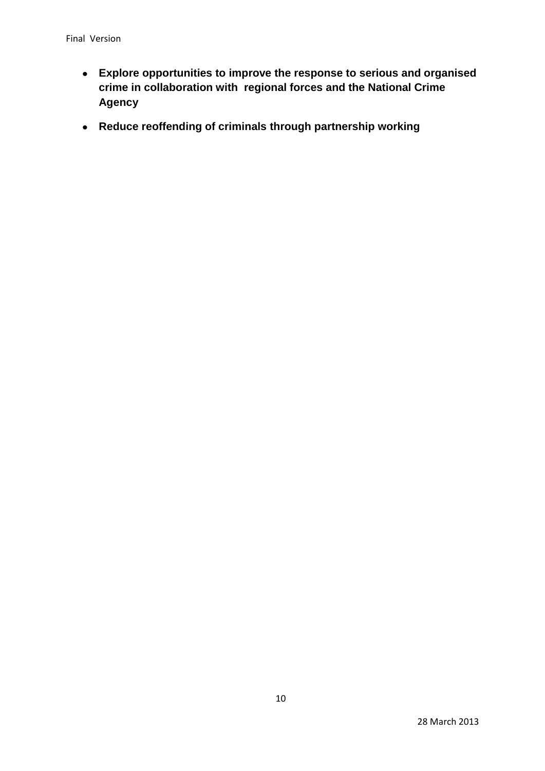- **Explore opportunities to improve the response to serious and organised crime in collaboration with regional forces and the National Crime Agency**

- **Reduce reoffending of criminals through partnership working**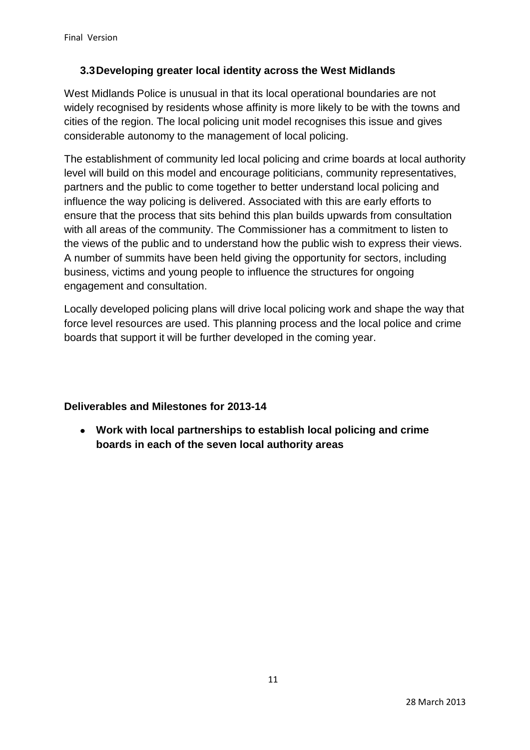### 3.3 Developing greater local identity across the West Midlands

West Midlands Police is unusual in that its local operational boundaries are not widely recognised by residents whose affinity is more likely to be with the towns and cities of the region. The local policing unit model recognises this issue and gives considerable autonomy to the management of local policing.

The establishment of community led local policing and crime boards at local authority level will build on this model and encourage politicians, community representatives, partners and the public to come together to better understand local policing and influence the way policing is delivered. Associated with this are early efforts to ensure that the process that sits behind this plan builds upwards from consultation with all areas of the community. The Commissioner has a commitment to listen to the views of the public and to understand how the public wish to express their views. A number of summits have been held giving the opportunity for sectors, including business, victims and young people to influence the structures for ongoing engagement and consultation.

Locally developed policing plans will drive local policing work and shape the way that force level resources are used. This planning process and the local police and crime boards that support it will be further developed in the coming year.

**Deliverables and Milestones for 2013-14**

- **Work with local partnerships to establish local policing and crime boards in each of the seven local authority areas**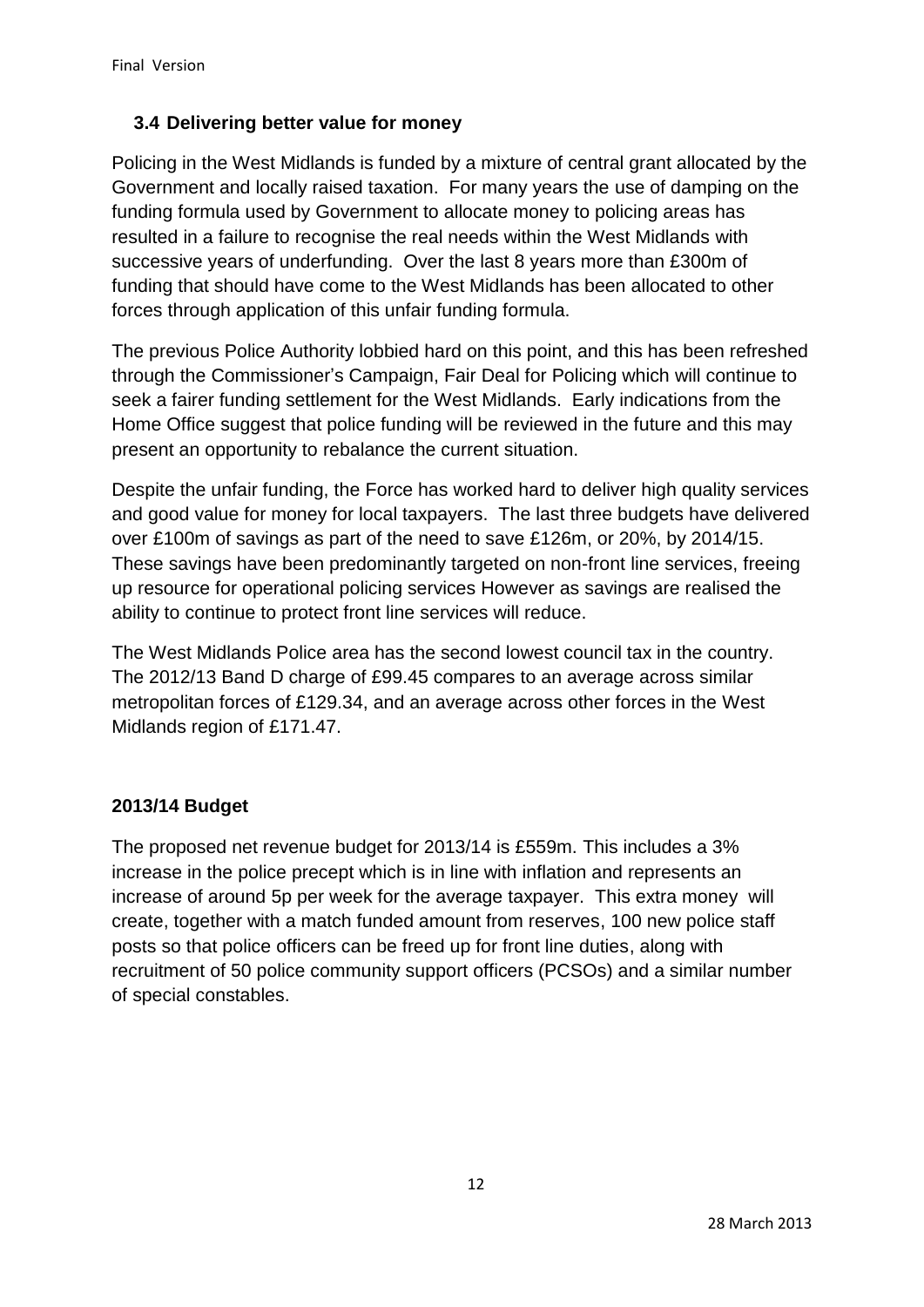### 3.4 Delivering better value for money

Policing in the West Midlands is funded by a mixture of central grant allocated by the Government and locally raised taxation. For many years the use of damping on the funding formula used by Government to allocate money to policing areas has resulted in a failure to recognise the real needs within the West Midlands with successive years of underfunding. Over the last 8 years more than £300m of funding that should have come to the West Midlands has been allocated to other forces through application of this unfair funding formula.

The previous Police Authority lobbied hard on this point, and this has been refreshed through the Commissioner's Campaign, Fair Deal for Policing which will continue to seek a fairer funding settlement for the West Midlands. Early indications from the Home Office suggest that police funding will be reviewed in the future and this may present an opportunity to rebalance the current situation.

Despite the unfair funding, the Force has worked hard to deliver high quality services and good value for money for local taxpayers. The last three budgets have delivered over £100m of savings as part of the need to save £126m, or 20%, by 2014/15. These savings have been predominantly targeted on non-front line services, freeing up resource for operational policing services However as savings are realised the ability to continue to protect front line services will reduce.

The West Midlands Police area has the second lowest council tax in the country. The 2012/13 Band D charge of £99.45 compares to an average across similar metropolitan forces of £129.34, and an average across other forces in the West Midlands region of £171.47.

**2013/14 Budget**

The proposed net revenue budget for 2013/14 is £559m. This includes a 3% increase in the police precept which is in line with inflation and represents an increase of around 5p per week for the average taxpayer. This extra money will create, together with a match funded amount from reserves, 100 new police staff posts so that police officers can be freed up for front line duties, along with recruitment of 50 police community support officers (PCSOs) and a similar number of special constables.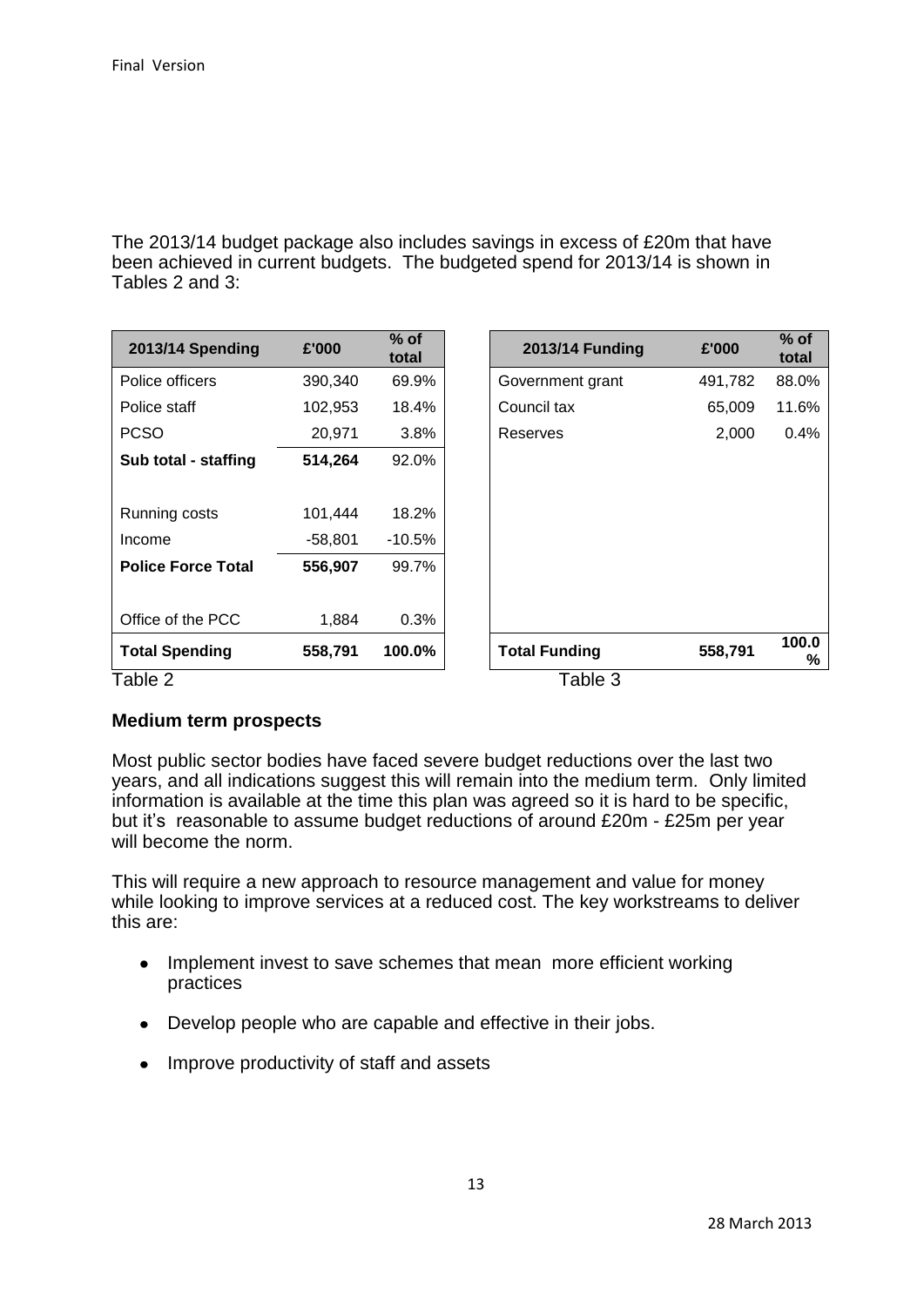The 2013/14 budget package also includes savings in excess of £20m that have been achieved in current budgets. The budgeted spend for 2013/14 is shown in Tables 2 and 3:

| 2013/14 Spending | £'000 | % of total |
|---|---|---|
| Police officers | 390,340 | 69.9% |
| Police staff | 102,953 | 18.4% |
| PCSO | 20,971 | 3.8% |
| **Sub total - staffing** | **514,264** | 92.0% |
| | | |
| Running costs | 101,444 | 18.2% |
| Income | -58,801 | -10.5% |
| **Police Force Total** | **556,907** | 99.7% |
| | | |
| Office of the PCC | 1,884 | 0.3% |
| **Total Spending** | **558,791** | **100.0%** |

Table 2

| 2013/14 Funding | £'000 | % of total |
|---|---|---|
| Government grant | 491,782 | 88.0% |
| Council tax | 65,009 | 11.6% |
| Reserves | 2,000 | 0.4% |
| **Total Funding** | **558,791** | **100.0%** |

Table 3

**Medium term prospects**

Most public sector bodies have faced severe budget reductions over the last two years, and all indications suggest this will remain into the medium term. Only limited information is available at the time this plan was agreed so it is hard to be specific, but it's reasonable to assume budget reductions of around £20m - £25m per year will become the norm.

This will require a new approach to resource management and value for money while looking to improve services at a reduced cost. The key workstreams to deliver this are:

- Implement invest to save schemes that mean more efficient working practices
- Develop people who are capable and effective in their jobs.
- Improve productivity of staff and assets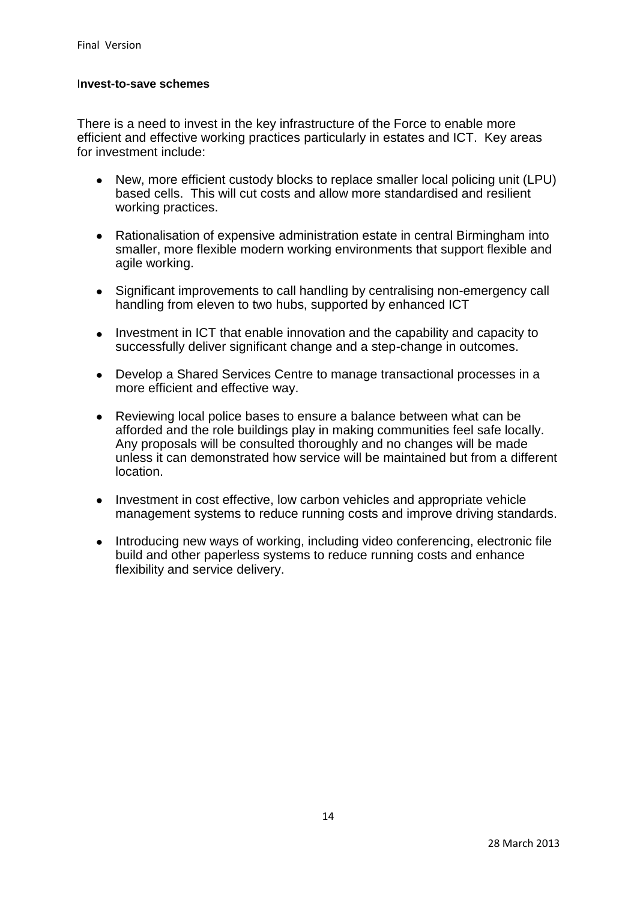**Invest-to-save schemes**

There is a need to invest in the key infrastructure of the Force to enable more efficient and effective working practices particularly in estates and ICT. Key areas for investment include:

- New, more efficient custody blocks to replace smaller local policing unit (LPU) based cells. This will cut costs and allow more standardised and resilient working practices.
- Rationalisation of expensive administration estate in central Birmingham into smaller, more flexible modern working environments that support flexible and agile working.
- Significant improvements to call handling by centralising non-emergency call handling from eleven to two hubs, supported by enhanced ICT
- Investment in ICT that enable innovation and the capability and capacity to successfully deliver significant change and a step-change in outcomes.
- Develop a Shared Services Centre to manage transactional processes in a more efficient and effective way.
- Reviewing local police bases to ensure a balance between what can be afforded and the role buildings play in making communities feel safe locally. Any proposals will be consulted thoroughly and no changes will be made unless it can demonstrated how service will be maintained but from a different location.
- Investment in cost effective, low carbon vehicles and appropriate vehicle management systems to reduce running costs and improve driving standards.
- Introducing new ways of working, including video conferencing, electronic file build and other paperless systems to reduce running costs and enhance flexibility and service delivery.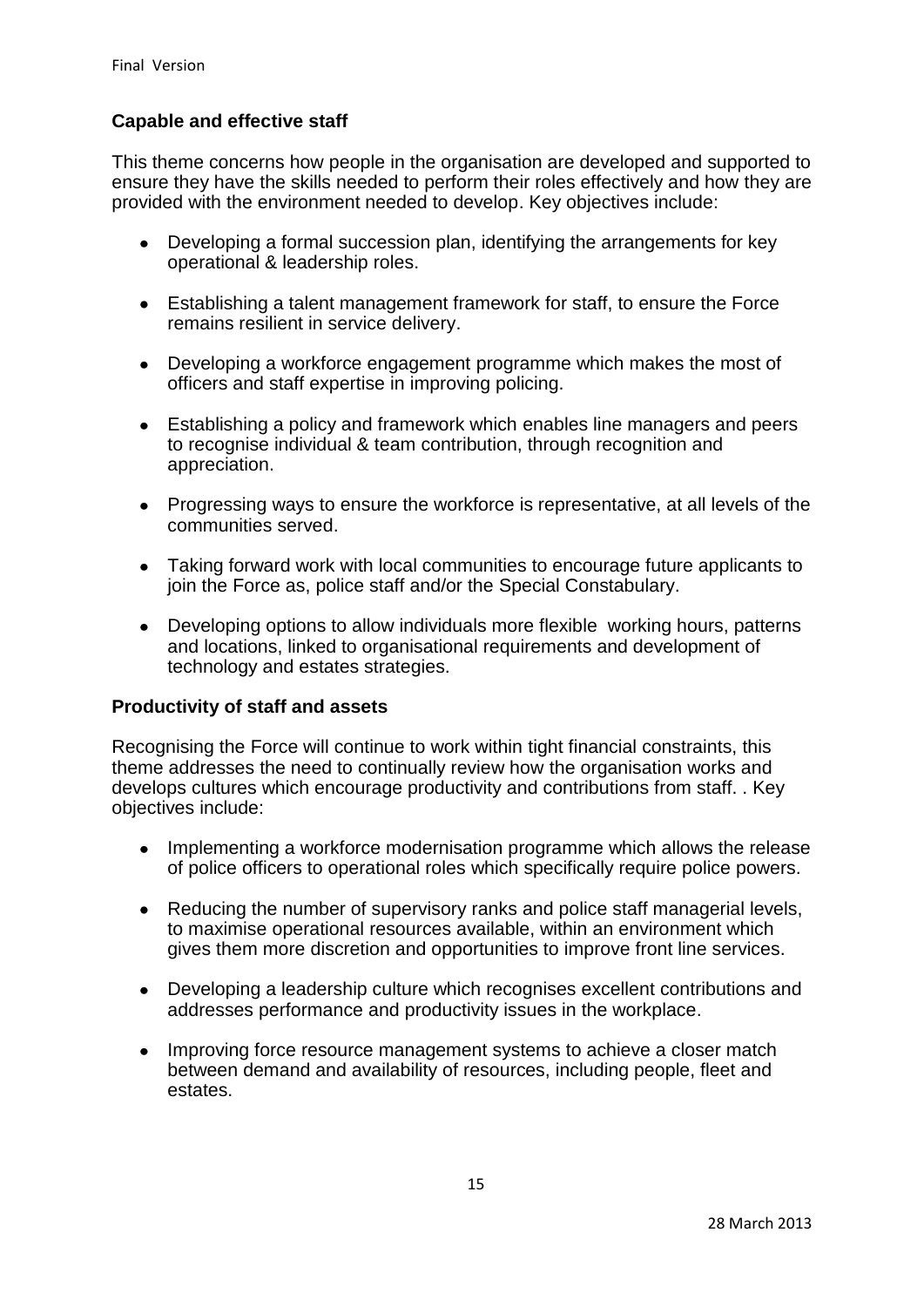**Capable and effective staff**

This theme concerns how people in the organisation are developed and supported to ensure they have the skills needed to perform their roles effectively and how they are provided with the environment needed to develop. Key objectives include:

- Developing a formal succession plan, identifying the arrangements for key operational & leadership roles.
- Establishing a talent management framework for staff, to ensure the Force remains resilient in service delivery.
- Developing a workforce engagement programme which makes the most of officers and staff expertise in improving policing.
- Establishing a policy and framework which enables line managers and peers to recognise individual & team contribution, through recognition and appreciation.
- Progressing ways to ensure the workforce is representative, at all levels of the communities served.
- Taking forward work with local communities to encourage future applicants to join the Force as, police staff and/or the Special Constabulary.
- Developing options to allow individuals more flexible working hours, patterns and locations, linked to organisational requirements and development of technology and estates strategies.

**Productivity of staff and assets**

Recognising the Force will continue to work within tight financial constraints, this theme addresses the need to continually review how the organisation works and develops cultures which encourage productivity and contributions from staff. . Key objectives include:

- Implementing a workforce modernisation programme which allows the release of police officers to operational roles which specifically require police powers.
- Reducing the number of supervisory ranks and police staff managerial levels, to maximise operational resources available, within an environment which gives them more discretion and opportunities to improve front line services.
- Developing a leadership culture which recognises excellent contributions and addresses performance and productivity issues in the workplace.
- Improving force resource management systems to achieve a closer match between demand and availability of resources, including people, fleet and estates.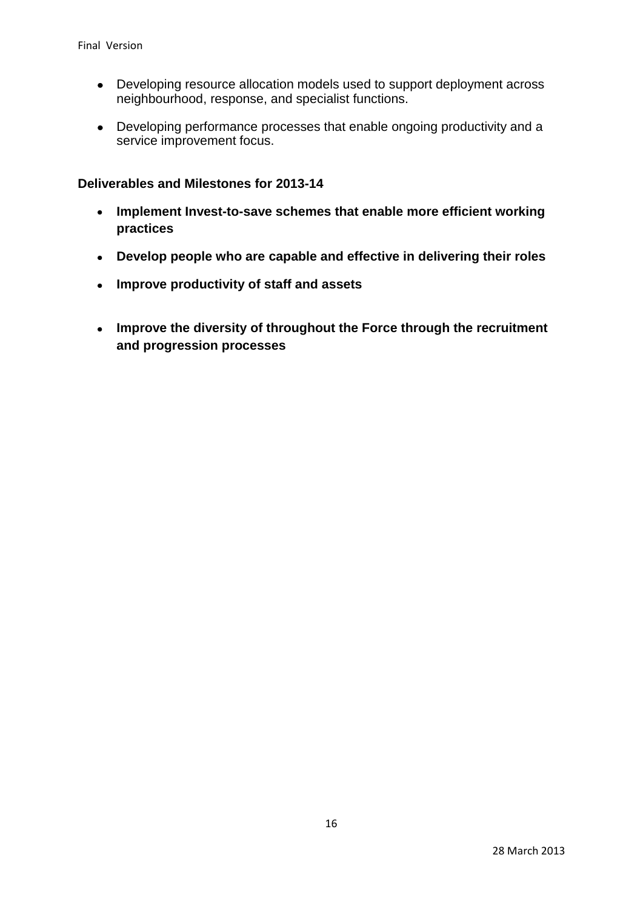- Developing resource allocation models used to support deployment across neighbourhood, response, and specialist functions.

- Developing performance processes that enable ongoing productivity and a service improvement focus.

**Deliverables and Milestones for 2013-14**

- **Implement Invest-to-save schemes that enable more efficient working practices**

- **Develop people who are capable and effective in delivering their roles**

- **Improve productivity of staff and assets**

- **Improve the diversity of throughout the Force through the recruitment and progression processes**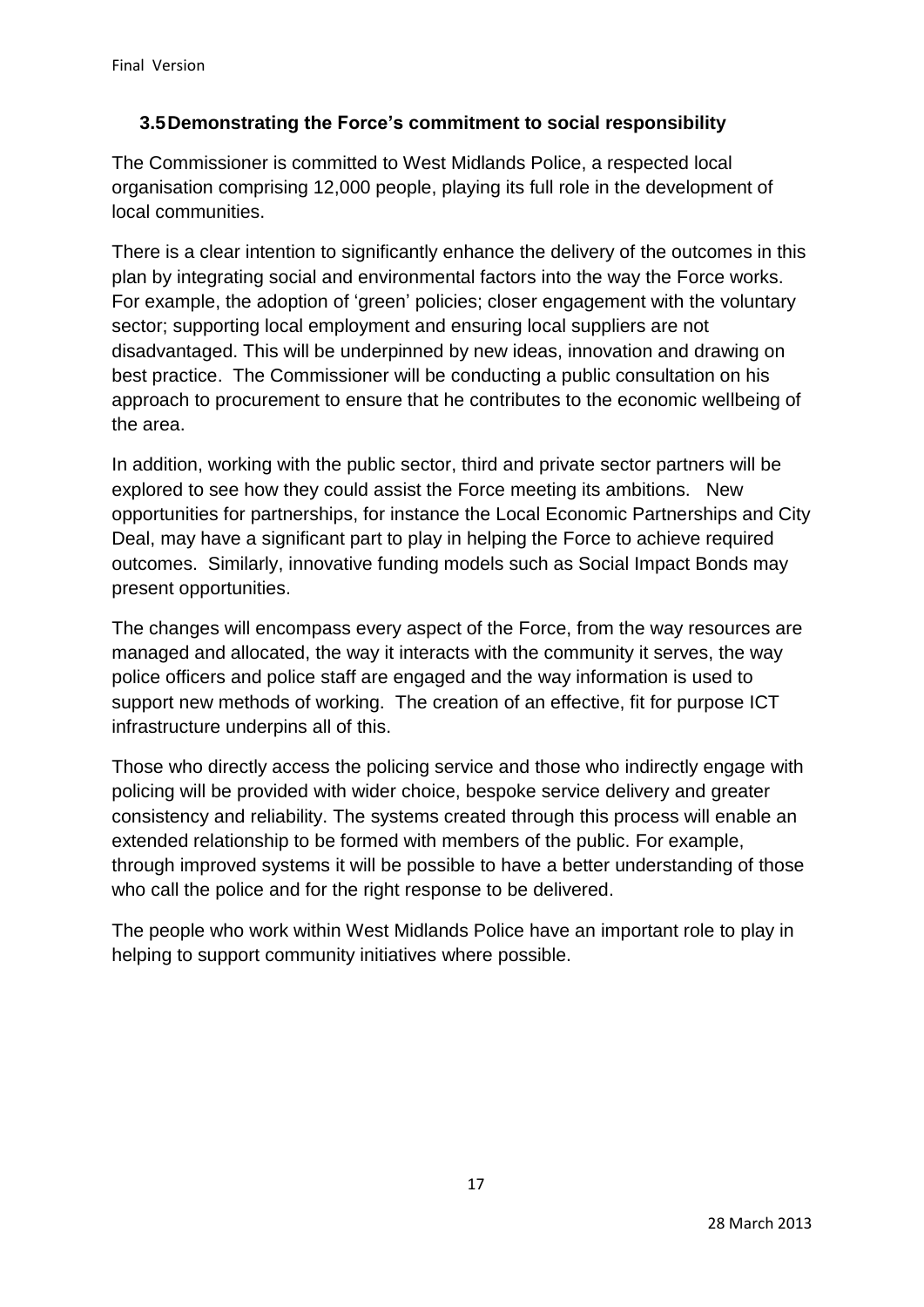### 3.5 Demonstrating the Force's commitment to social responsibility

The Commissioner is committed to West Midlands Police, a respected local organisation comprising 12,000 people, playing its full role in the development of local communities.

There is a clear intention to significantly enhance the delivery of the outcomes in this plan by integrating social and environmental factors into the way the Force works. For example, the adoption of 'green' policies; closer engagement with the voluntary sector; supporting local employment and ensuring local suppliers are not disadvantaged. This will be underpinned by new ideas, innovation and drawing on best practice. The Commissioner will be conducting a public consultation on his approach to procurement to ensure that he contributes to the economic wellbeing of the area.

In addition, working with the public sector, third and private sector partners will be explored to see how they could assist the Force meeting its ambitions. New opportunities for partnerships, for instance the Local Economic Partnerships and City Deal, may have a significant part to play in helping the Force to achieve required outcomes. Similarly, innovative funding models such as Social Impact Bonds may present opportunities.

The changes will encompass every aspect of the Force, from the way resources are managed and allocated, the way it interacts with the community it serves, the way police officers and police staff are engaged and the way information is used to support new methods of working. The creation of an effective, fit for purpose ICT infrastructure underpins all of this.

Those who directly access the policing service and those who indirectly engage with policing will be provided with wider choice, bespoke service delivery and greater consistency and reliability. The systems created through this process will enable an extended relationship to be formed with members of the public. For example, through improved systems it will be possible to have a better understanding of those who call the police and for the right response to be delivered.

The people who work within West Midlands Police have an important role to play in helping to support community initiatives where possible.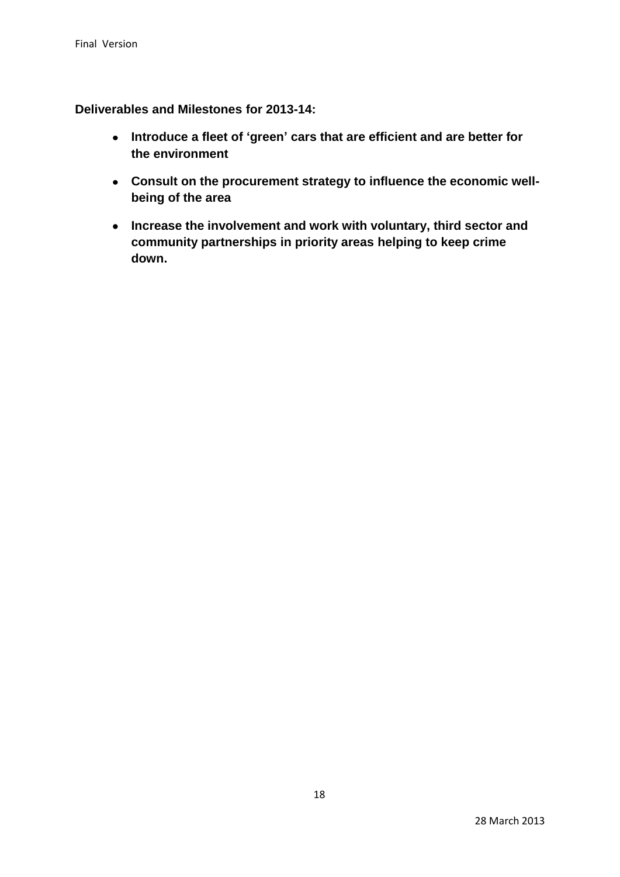**Deliverables and Milestones for 2013-14:**

- **Introduce a fleet of 'green' cars that are efficient and are better for the environment**
- **Consult on the procurement strategy to influence the economic well-being of the area**
- **Increase the involvement and work with voluntary, third sector and community partnerships in priority areas helping to keep crime down.**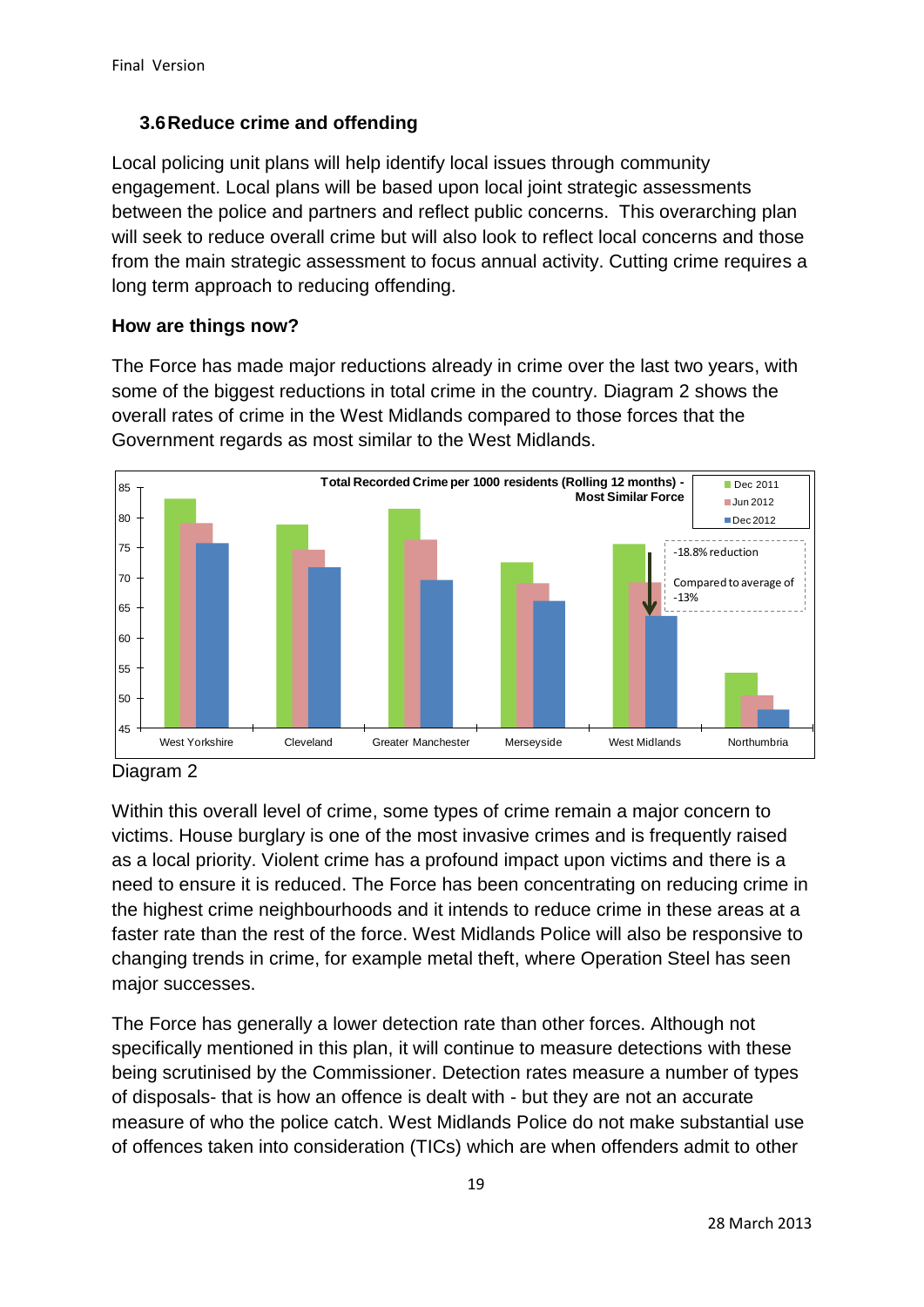### 3.6 Reduce crime and offending

Local policing unit plans will help identify local issues through community engagement. Local plans will be based upon local joint strategic assessments between the police and partners and reflect public concerns. This overarching plan will seek to reduce overall crime but will also look to reflect local concerns and those from the main strategic assessment to focus annual activity. Cutting crime requires a long term approach to reducing offending.

**How are things now?**

The Force has made major reductions already in crime over the last two years, with some of the biggest reductions in total crime in the country. Diagram 2 shows the overall rates of crime in the West Midlands compared to those forces that the Government regards as most similar to the West Midlands.

Diagram 2

Within this overall level of crime, some types of crime remain a major concern to victims. House burglary is one of the most invasive crimes and is frequently raised as a local priority. Violent crime has a profound impact upon victims and there is a need to ensure it is reduced. The Force has been concentrating on reducing crime in the highest crime neighbourhoods and it intends to reduce crime in these areas at a faster rate than the rest of the force. West Midlands Police will also be responsive to changing trends in crime, for example metal theft, where Operation Steel has seen major successes.

The Force has generally a lower detection rate than other forces. Although not specifically mentioned in this plan, it will continue to measure detections with these being scrutinised by the Commissioner. Detection rates measure a number of types of disposals- that is how an offence is dealt with - but they are not an accurate measure of who the police catch. West Midlands Police do not make substantial use of offences taken into consideration (TICs) which are when offenders admit to other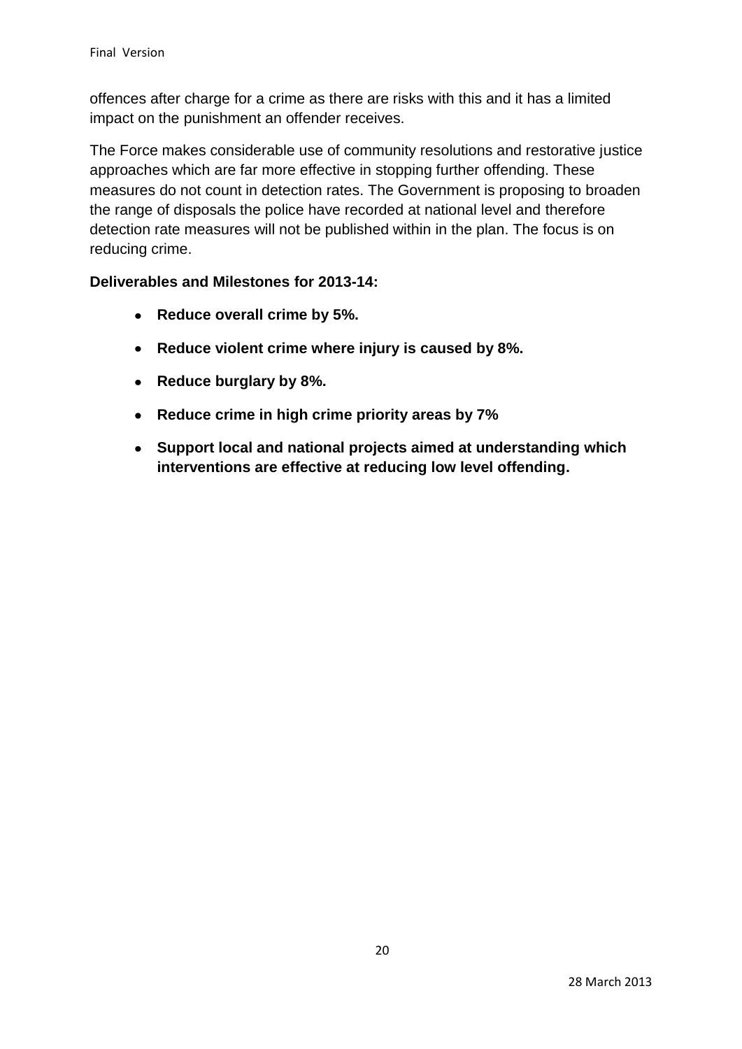offences after charge for a crime as there are risks with this and it has a limited impact on the punishment an offender receives.

The Force makes considerable use of community resolutions and restorative justice approaches which are far more effective in stopping further offending. These measures do not count in detection rates. The Government is proposing to broaden the range of disposals the police have recorded at national level and therefore detection rate measures will not be published within in the plan. The focus is on reducing crime.

**Deliverables and Milestones for 2013-14:**

- **Reduce overall crime by 5%.**
- **Reduce violent crime where injury is caused by 8%.**
- **Reduce burglary by 8%.**
- **Reduce crime in high crime priority areas by 7%**
- **Support local and national projects aimed at understanding which interventions are effective at reducing low level offending.**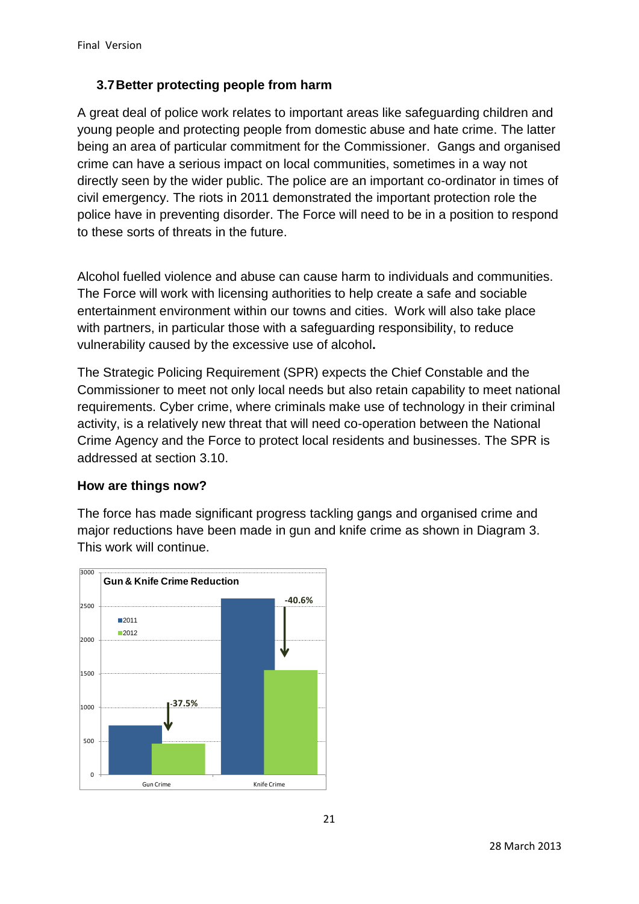### 3.7 Better protecting people from harm

A great deal of police work relates to important areas like safeguarding children and young people and protecting people from domestic abuse and hate crime. The latter being an area of particular commitment for the Commissioner. Gangs and organised crime can have a serious impact on local communities, sometimes in a way not directly seen by the wider public. The police are an important co-ordinator in times of civil emergency. The riots in 2011 demonstrated the important protection role the police have in preventing disorder. The Force will need to be in a position to respond to these sorts of threats in the future.

Alcohol fuelled violence and abuse can cause harm to individuals and communities. The Force will work with licensing authorities to help create a safe and sociable entertainment environment within our towns and cities. Work will also take place with partners, in particular those with a safeguarding responsibility, to reduce vulnerability caused by the excessive use of alcohol**.**

The Strategic Policing Requirement (SPR) expects the Chief Constable and the Commissioner to meet not only local needs but also retain capability to meet national requirements. Cyber crime, where criminals make use of technology in their criminal activity, is a relatively new threat that will need co-operation between the National Crime Agency and the Force to protect local residents and businesses. The SPR is addressed at section 3.10.

**How are things now?**

The force has made significant progress tackling gangs and organised crime and major reductions have been made in gun and knife crime as shown in Diagram 3. This work will continue.

**Gun & Knife Crime Reduction**

| | 2011 | 2012 | Change |
|---|---|---|---|
| Gun Crime | | | -37.5% |
| Knife Crime | | | -40.6% |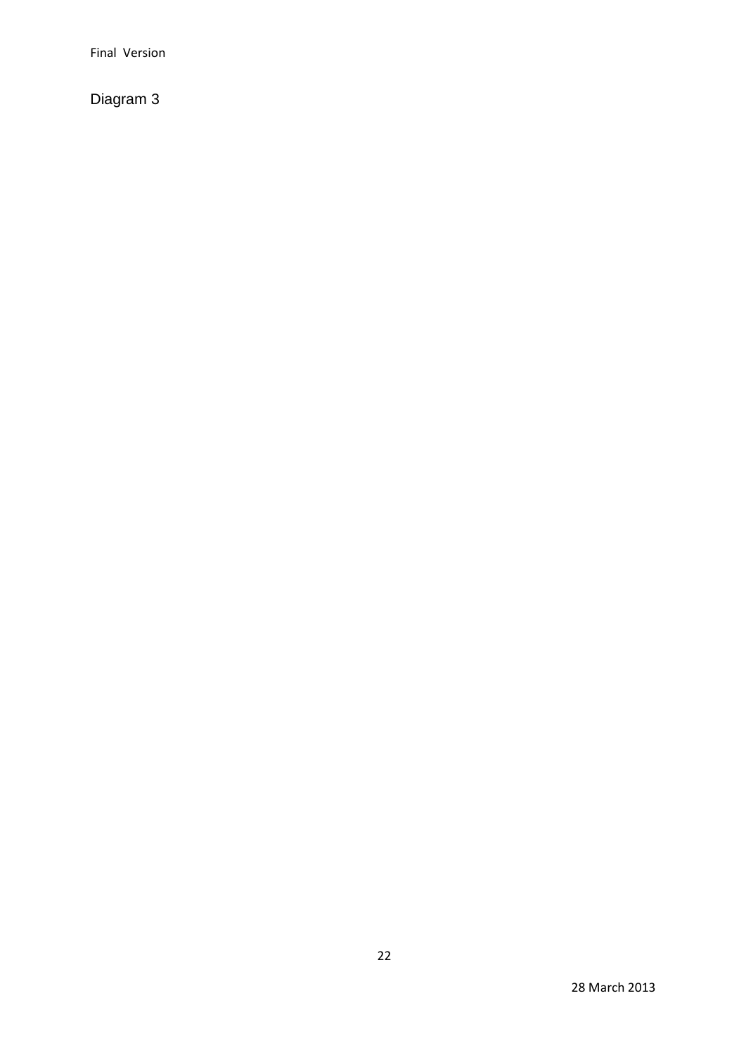Diagram 3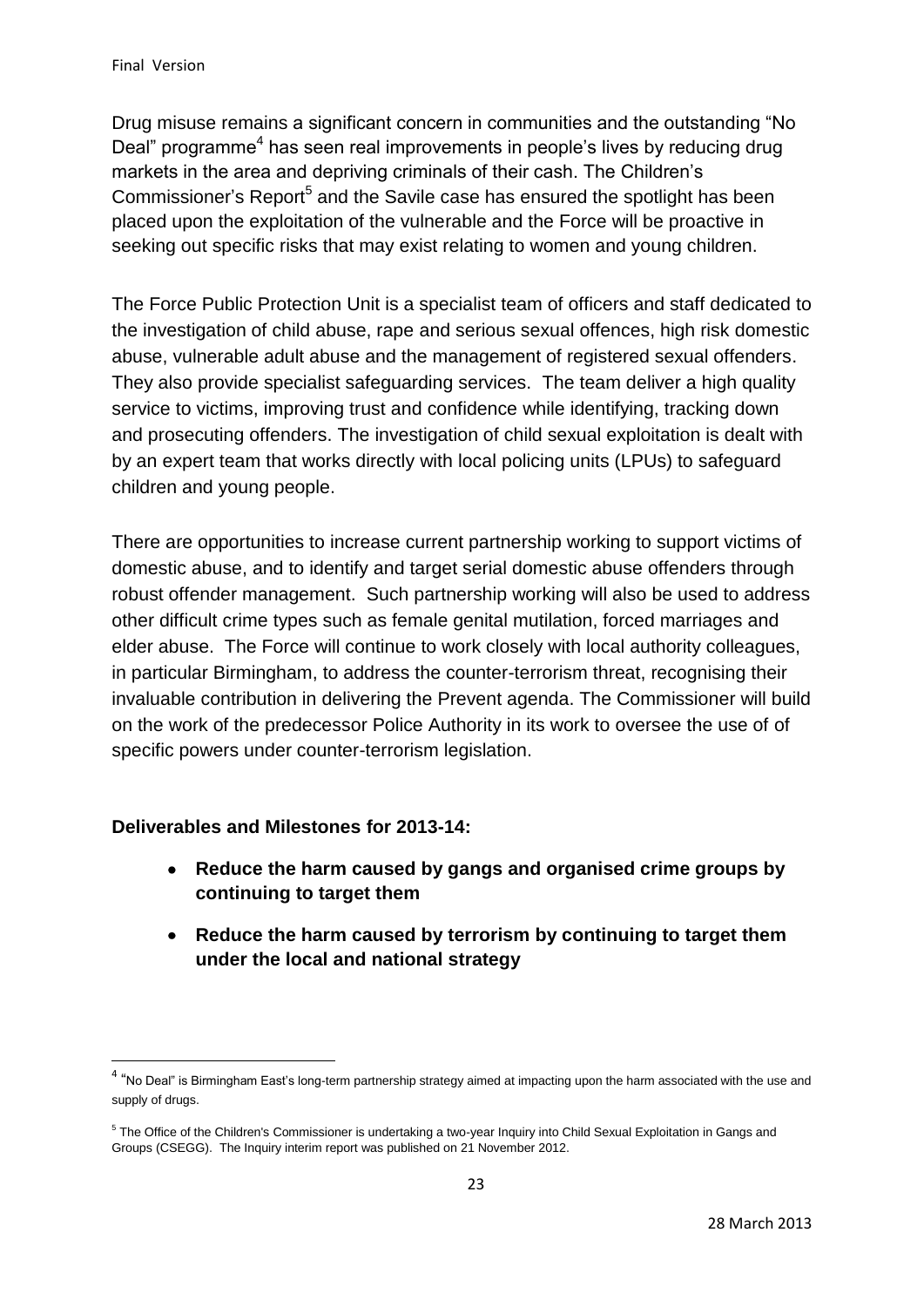Drug misuse remains a significant concern in communities and the outstanding "No Deal" programme[4] has seen real improvements in people's lives by reducing drug markets in the area and depriving criminals of their cash. The Children's Commissioner's Report[5] and the Savile case has ensured the spotlight has been placed upon the exploitation of the vulnerable and the Force will be proactive in seeking out specific risks that may exist relating to women and young children.

The Force Public Protection Unit is a specialist team of officers and staff dedicated to the investigation of child abuse, rape and serious sexual offences, high risk domestic abuse, vulnerable adult abuse and the management of registered sexual offenders. They also provide specialist safeguarding services. The team deliver a high quality service to victims, improving trust and confidence while identifying, tracking down and prosecuting offenders. The investigation of child sexual exploitation is dealt with by an expert team that works directly with local policing units (LPUs) to safeguard children and young people.

There are opportunities to increase current partnership working to support victims of domestic abuse, and to identify and target serial domestic abuse offenders through robust offender management. Such partnership working will also be used to address other difficult crime types such as female genital mutilation, forced marriages and elder abuse. The Force will continue to work closely with local authority colleagues, in particular Birmingham, to address the counter-terrorism threat, recognising their invaluable contribution in delivering the Prevent agenda. The Commissioner will build on the work of the predecessor Police Authority in its work to oversee the use of of specific powers under counter-terrorism legislation.

**Deliverables and Milestones for 2013-14:**

- **Reduce the harm caused by gangs and organised crime groups by continuing to target them**
- **Reduce the harm caused by terrorism by continuing to target them under the local and national strategy**

---

[4] "No Deal" is Birmingham East's long-term partnership strategy aimed at impacting upon the harm associated with the use and supply of drugs.

[5] The Office of the Children's Commissioner is undertaking a two-year Inquiry into Child Sexual Exploitation in Gangs and Groups (CSEGG). The Inquiry interim report was published on 21 November 2012.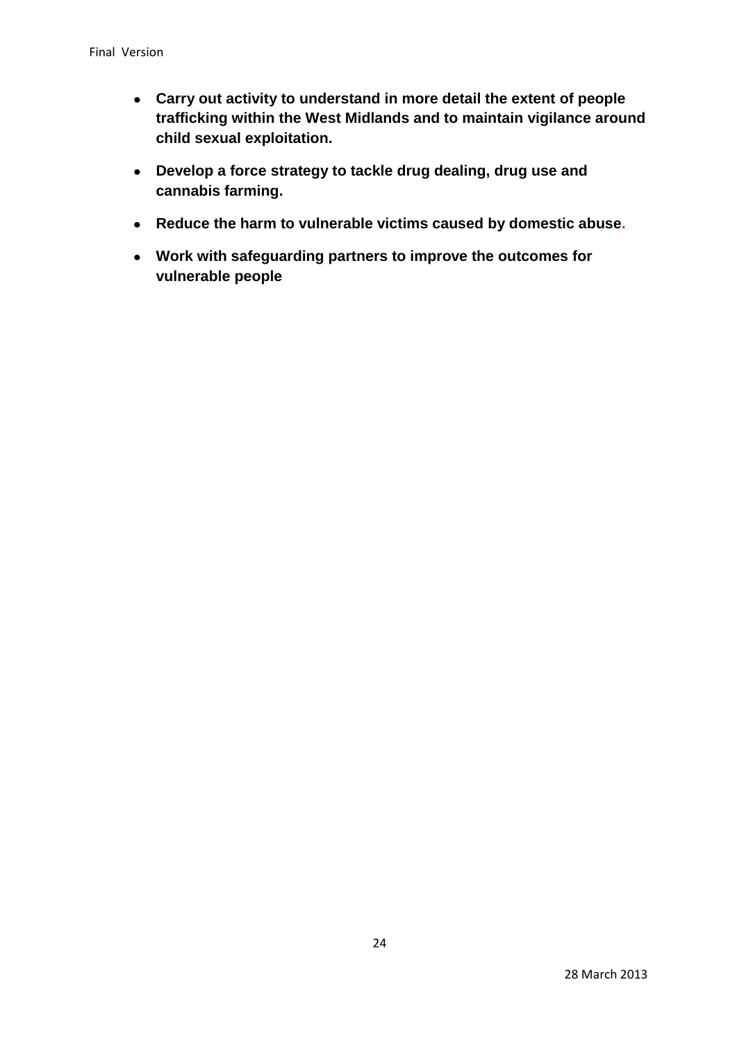- **Carry out activity to understand in more detail the extent of people trafficking within the West Midlands and to maintain vigilance around child sexual exploitation.**
- **Develop a force strategy to tackle drug dealing, drug use and cannabis farming.**
- **Reduce the harm to vulnerable victims caused by domestic abuse.**
- **Work with safeguarding partners to improve the outcomes for vulnerable people**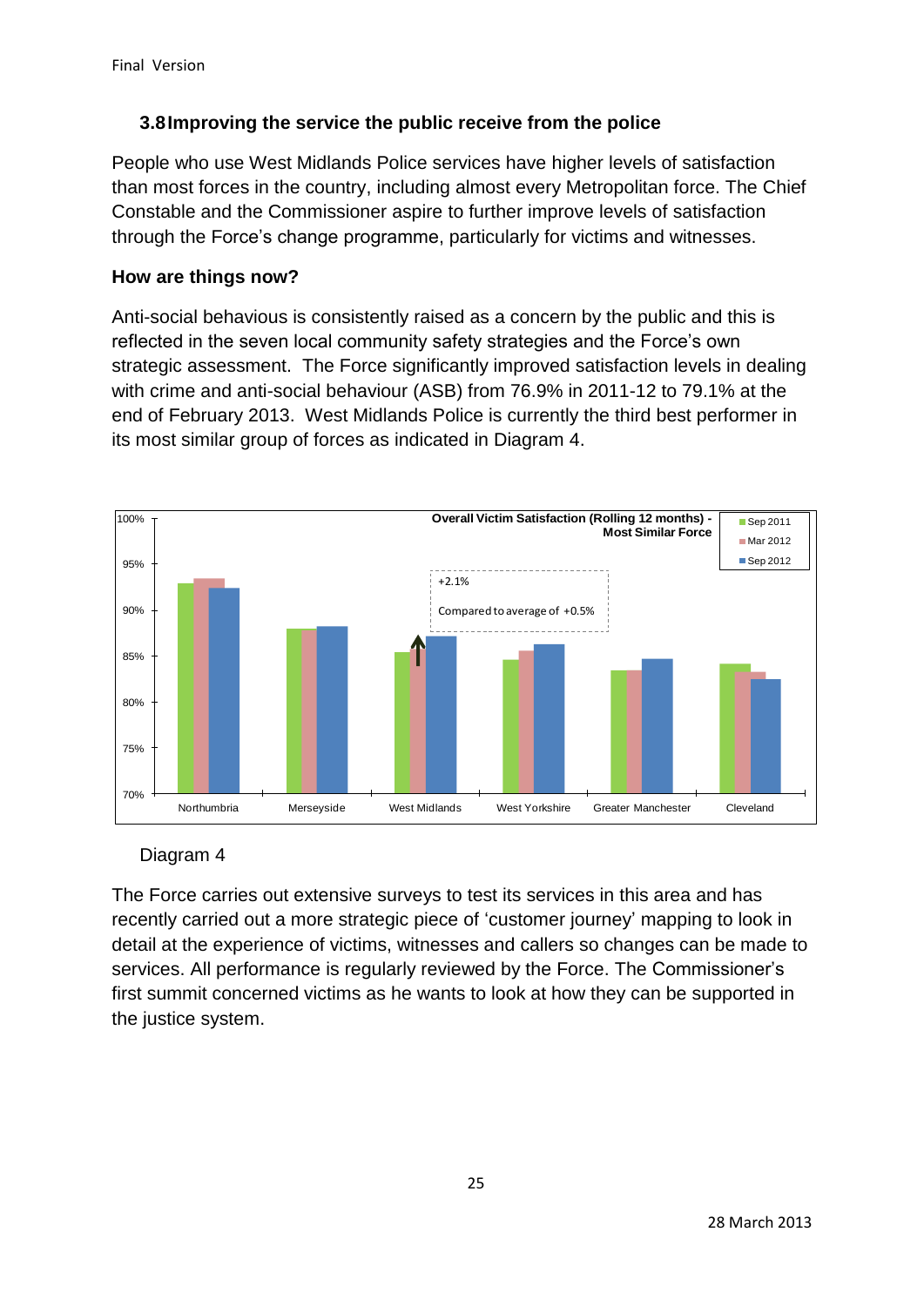## 3.8 Improving the service the public receive from the police

People who use West Midlands Police services have higher levels of satisfaction than most forces in the country, including almost every Metropolitan force. The Chief Constable and the Commissioner aspire to further improve levels of satisfaction through the Force's change programme, particularly for victims and witnesses.

### How are things now?

Anti-social behavious is consistently raised as a concern by the public and this is reflected in the seven local community safety strategies and the Force's own strategic assessment. The Force significantly improved satisfaction levels in dealing with crime and anti-social behaviour (ASB) from 76.9% in 2011-12 to 79.1% at the end of February 2013. West Midlands Police is currently the third best performer in its most similar group of forces as indicated in Diagram 4.

Diagram 4

The Force carries out extensive surveys to test its services in this area and has recently carried out a more strategic piece of 'customer journey' mapping to look in detail at the experience of victims, witnesses and callers so changes can be made to services. All performance is regularly reviewed by the Force. The Commissioner's first summit concerned victims as he wants to look at how they can be supported in the justice system.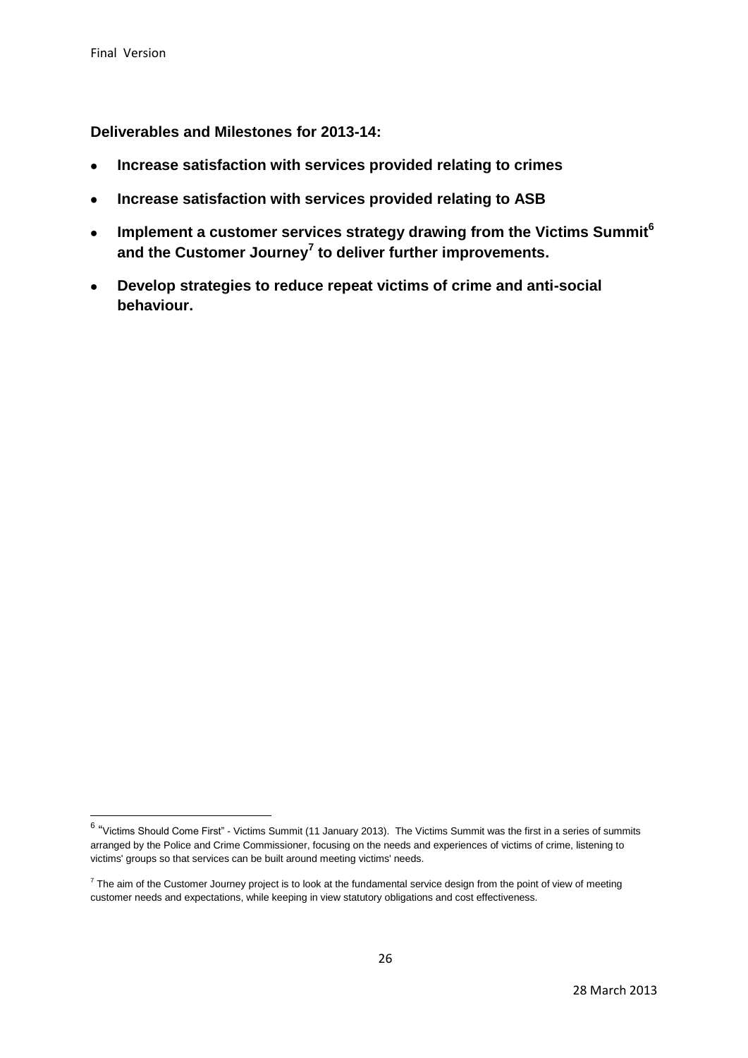**Deliverables and Milestones for 2013-14:**

- **Increase satisfaction with services provided relating to crimes**
- **Increase satisfaction with services provided relating to ASB**
- **Implement a customer services strategy drawing from the Victims Summit[6] and the Customer Journey[7] to deliver further improvements.**
- **Develop strategies to reduce repeat victims of crime and anti-social behaviour.**

---

[6] "Victims Should Come First" - Victims Summit (11 January 2013). The Victims Summit was the first in a series of summits arranged by the Police and Crime Commissioner, focusing on the needs and experiences of victims of crime, listening to victims' groups so that services can be built around meeting victims' needs.

[7] The aim of the Customer Journey project is to look at the fundamental service design from the point of view of meeting customer needs and expectations, while keeping in view statutory obligations and cost effectiveness.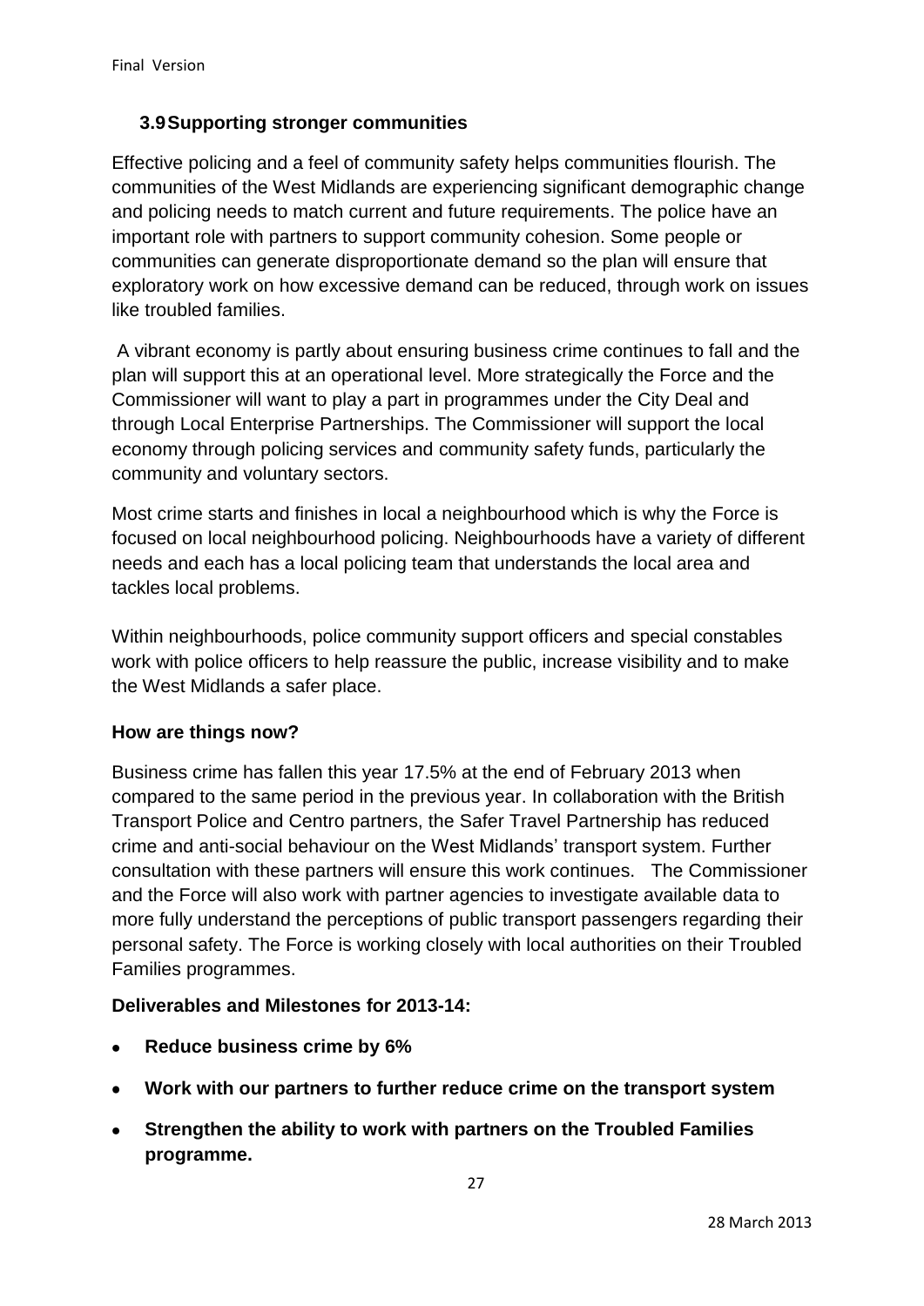### 3.9 Supporting stronger communities

Effective policing and a feel of community safety helps communities flourish. The communities of the West Midlands are experiencing significant demographic change and policing needs to match current and future requirements. The police have an important role with partners to support community cohesion. Some people or communities can generate disproportionate demand so the plan will ensure that exploratory work on how excessive demand can be reduced, through work on issues like troubled families.

A vibrant economy is partly about ensuring business crime continues to fall and the plan will support this at an operational level. More strategically the Force and the Commissioner will want to play a part in programmes under the City Deal and through Local Enterprise Partnerships. The Commissioner will support the local economy through policing services and community safety funds, particularly the community and voluntary sectors.

Most crime starts and finishes in local a neighbourhood which is why the Force is focused on local neighbourhood policing. Neighbourhoods have a variety of different needs and each has a local policing team that understands the local area and tackles local problems.

Within neighbourhoods, police community support officers and special constables work with police officers to help reassure the public, increase visibility and to make the West Midlands a safer place.

**How are things now?**

Business crime has fallen this year 17.5% at the end of February 2013 when compared to the same period in the previous year. In collaboration with the British Transport Police and Centro partners, the Safer Travel Partnership has reduced crime and anti-social behaviour on the West Midlands' transport system. Further consultation with these partners will ensure this work continues. The Commissioner and the Force will also work with partner agencies to investigate available data to more fully understand the perceptions of public transport passengers regarding their personal safety. The Force is working closely with local authorities on their Troubled Families programmes.

**Deliverables and Milestones for 2013-14:**

- **Reduce business crime by 6%**
- **Work with our partners to further reduce crime on the transport system**
- **Strengthen the ability to work with partners on the Troubled Families programme.**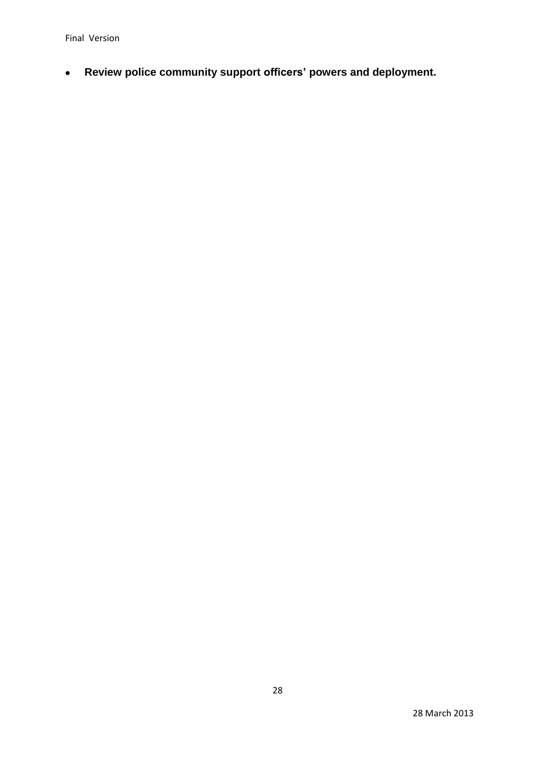- **Review police community support officers' powers and deployment.**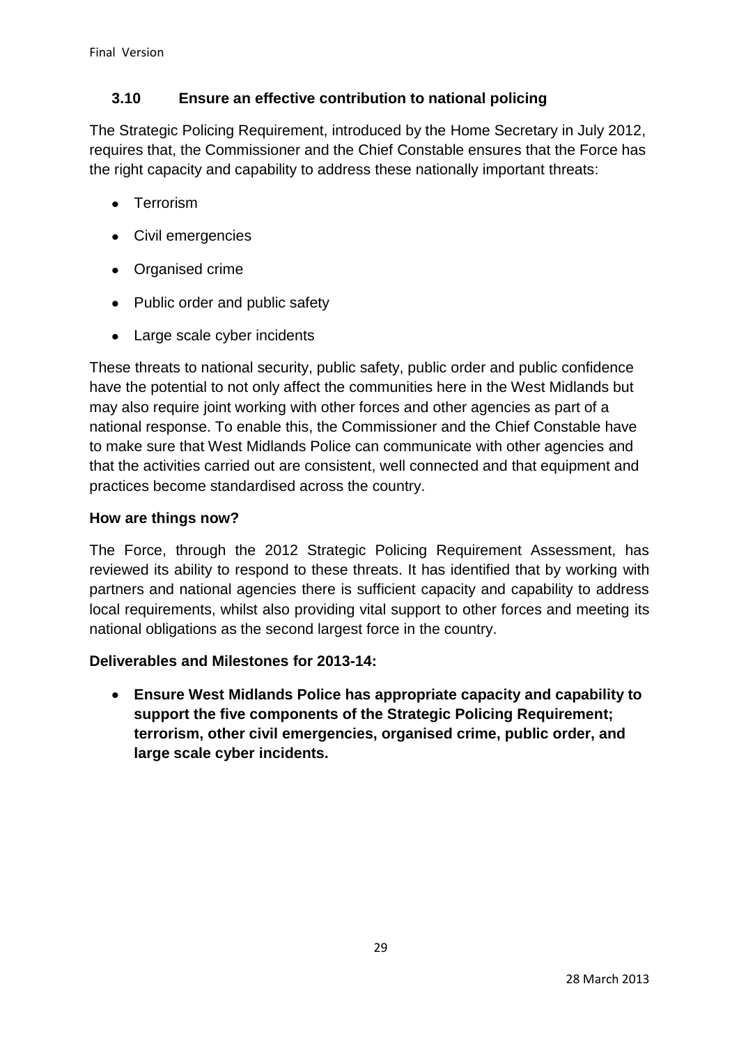### 3.10 Ensure an effective contribution to national policing

The Strategic Policing Requirement, introduced by the Home Secretary in July 2012, requires that, the Commissioner and the Chief Constable ensures that the Force has the right capacity and capability to address these nationally important threats:

- Terrorism
- Civil emergencies
- Organised crime
- Public order and public safety
- Large scale cyber incidents

These threats to national security, public safety, public order and public confidence have the potential to not only affect the communities here in the West Midlands but may also require joint working with other forces and other agencies as part of a national response. To enable this, the Commissioner and the Chief Constable have to make sure that West Midlands Police can communicate with other agencies and that the activities carried out are consistent, well connected and that equipment and practices become standardised across the country.

**How are things now?**

The Force, through the 2012 Strategic Policing Requirement Assessment, has reviewed its ability to respond to these threats. It has identified that by working with partners and national agencies there is sufficient capacity and capability to address local requirements, whilst also providing vital support to other forces and meeting its national obligations as the second largest force in the country.

**Deliverables and Milestones for 2013-14:**

- **Ensure West Midlands Police has appropriate capacity and capability to support the five components of the Strategic Policing Requirement; terrorism, other civil emergencies, organised crime, public order, and large scale cyber incidents.**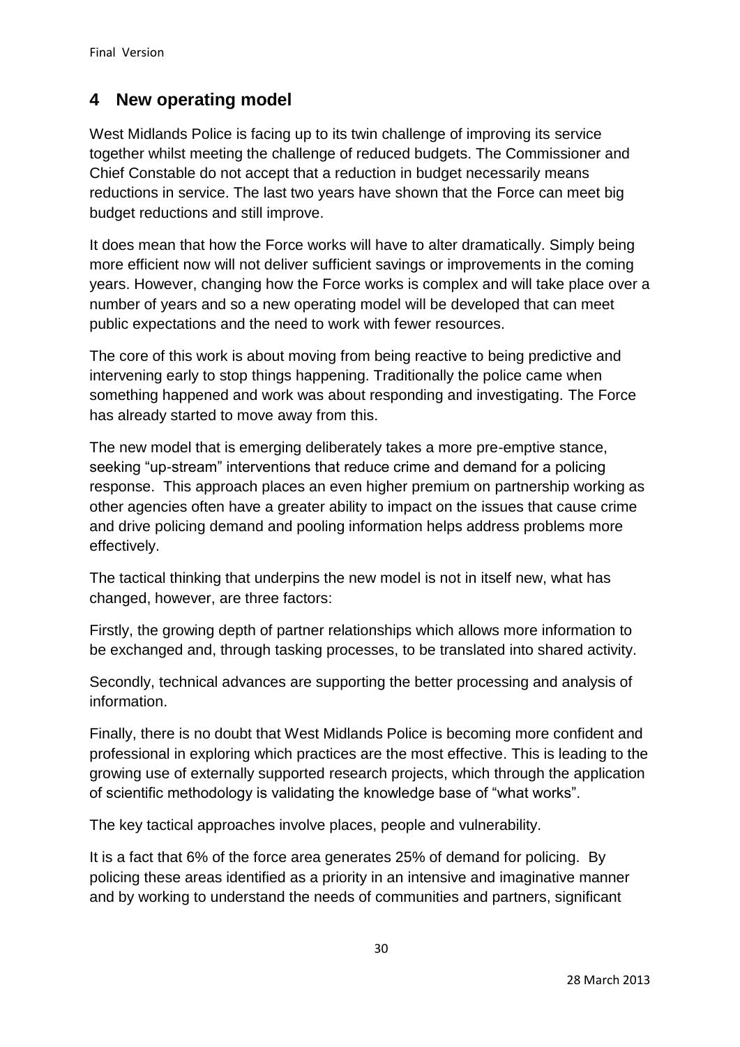## 4 New operating model

West Midlands Police is facing up to its twin challenge of improving its service together whilst meeting the challenge of reduced budgets. The Commissioner and Chief Constable do not accept that a reduction in budget necessarily means reductions in service. The last two years have shown that the Force can meet big budget reductions and still improve.

It does mean that how the Force works will have to alter dramatically. Simply being more efficient now will not deliver sufficient savings or improvements in the coming years. However, changing how the Force works is complex and will take place over a number of years and so a new operating model will be developed that can meet public expectations and the need to work with fewer resources.

The core of this work is about moving from being reactive to being predictive and intervening early to stop things happening. Traditionally the police came when something happened and work was about responding and investigating. The Force has already started to move away from this.

The new model that is emerging deliberately takes a more pre-emptive stance, seeking "up-stream" interventions that reduce crime and demand for a policing response. This approach places an even higher premium on partnership working as other agencies often have a greater ability to impact on the issues that cause crime and drive policing demand and pooling information helps address problems more effectively.

The tactical thinking that underpins the new model is not in itself new, what has changed, however, are three factors:

Firstly, the growing depth of partner relationships which allows more information to be exchanged and, through tasking processes, to be translated into shared activity.

Secondly, technical advances are supporting the better processing and analysis of information.

Finally, there is no doubt that West Midlands Police is becoming more confident and professional in exploring which practices are the most effective. This is leading to the growing use of externally supported research projects, which through the application of scientific methodology is validating the knowledge base of "what works".

The key tactical approaches involve places, people and vulnerability.

It is a fact that 6% of the force area generates 25% of demand for policing. By policing these areas identified as a priority in an intensive and imaginative manner and by working to understand the needs of communities and partners, significant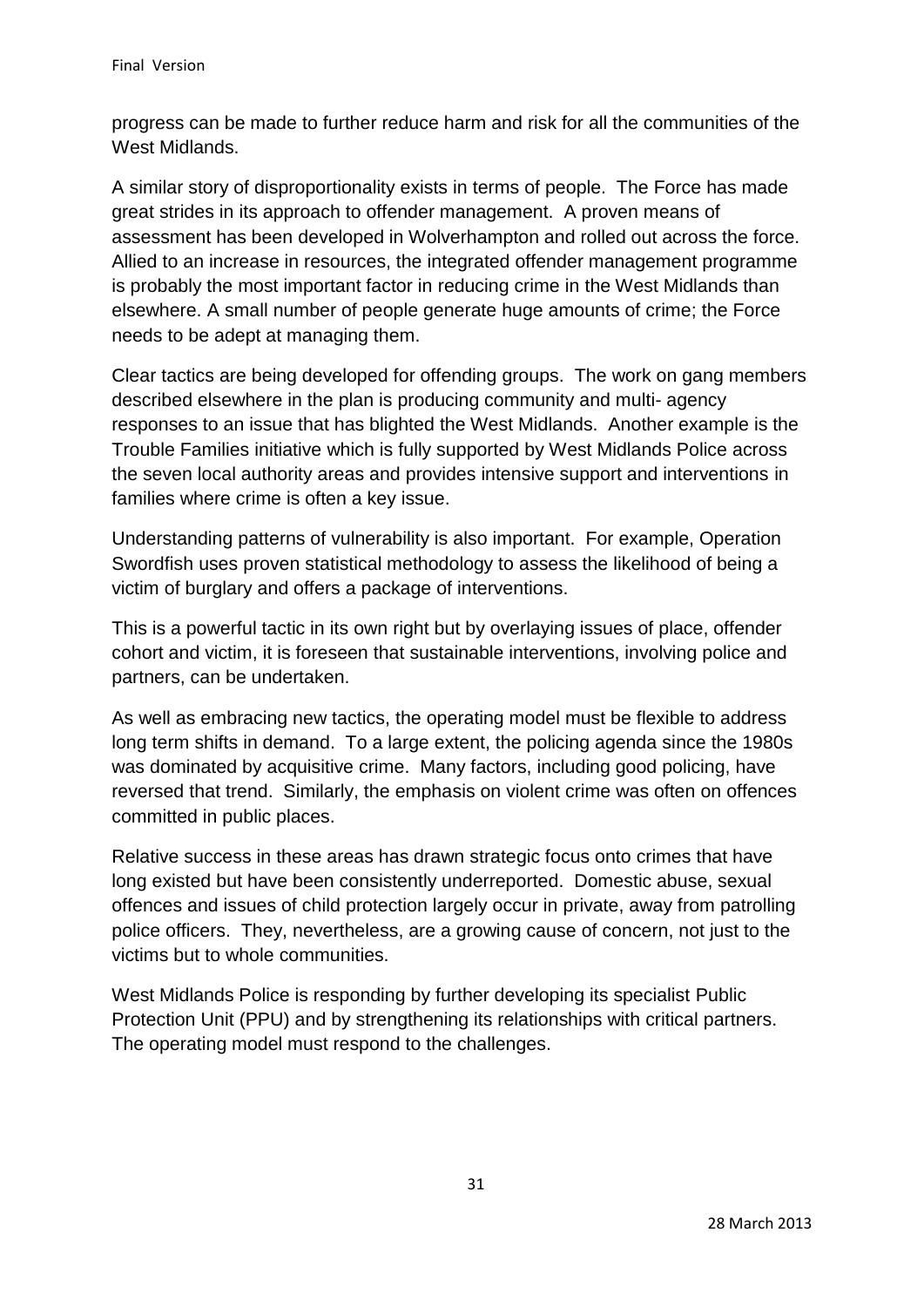progress can be made to further reduce harm and risk for all the communities of the West Midlands.

A similar story of disproportionality exists in terms of people. The Force has made great strides in its approach to offender management. A proven means of assessment has been developed in Wolverhampton and rolled out across the force. Allied to an increase in resources, the integrated offender management programme is probably the most important factor in reducing crime in the West Midlands than elsewhere. A small number of people generate huge amounts of crime; the Force needs to be adept at managing them.

Clear tactics are being developed for offending groups. The work on gang members described elsewhere in the plan is producing community and multi- agency responses to an issue that has blighted the West Midlands. Another example is the Trouble Families initiative which is fully supported by West Midlands Police across the seven local authority areas and provides intensive support and interventions in families where crime is often a key issue.

Understanding patterns of vulnerability is also important. For example, Operation Swordfish uses proven statistical methodology to assess the likelihood of being a victim of burglary and offers a package of interventions.

This is a powerful tactic in its own right but by overlaying issues of place, offender cohort and victim, it is foreseen that sustainable interventions, involving police and partners, can be undertaken.

As well as embracing new tactics, the operating model must be flexible to address long term shifts in demand. To a large extent, the policing agenda since the 1980s was dominated by acquisitive crime. Many factors, including good policing, have reversed that trend. Similarly, the emphasis on violent crime was often on offences committed in public places.

Relative success in these areas has drawn strategic focus onto crimes that have long existed but have been consistently underreported. Domestic abuse, sexual offences and issues of child protection largely occur in private, away from patrolling police officers. They, nevertheless, are a growing cause of concern, not just to the victims but to whole communities.

West Midlands Police is responding by further developing its specialist Public Protection Unit (PPU) and by strengthening its relationships with critical partners. The operating model must respond to the challenges.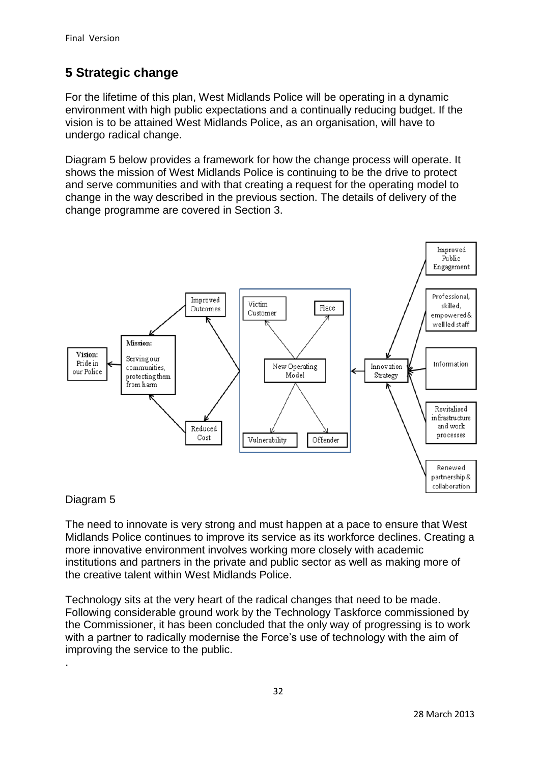## 5 Strategic change

For the lifetime of this plan, West Midlands Police will be operating in a dynamic environment with high public expectations and a continually reducing budget. If the vision is to be attained West Midlands Police, as an organisation, will have to undergo radical change.

Diagram 5 below provides a framework for how the change process will operate. It shows the mission of West Midlands Police is continuing to be the drive to protect and serve communities and with that creating a request for the operating model to change in the way described in the previous section. The details of delivery of the change programme are covered in Section 3.

Vision: Pride in our Police

Mission: Serving our communities, protecting them from harm

Improved Outcomes

Reduced Cost

New Operating Model

Victim Customer

Place

Vulnerability

Offender

Innovation Strategy

Improved Public Engagement

Professional, skilled, empowered & well led staff

Information

Revitalised infrastructure and work processes

Renewed partnership & collaboration

Diagram 5

The need to innovate is very strong and must happen at a pace to ensure that West Midlands Police continues to improve its service as its workforce declines. Creating a more innovative environment involves working more closely with academic institutions and partners in the private and public sector as well as making more of the creative talent within West Midlands Police.

Technology sits at the very heart of the radical changes that need to be made. Following considerable ground work by the Technology Taskforce commissioned by the Commissioner, it has been concluded that the only way of progressing is to work with a partner to radically modernise the Force's use of technology with the aim of improving the service to the public.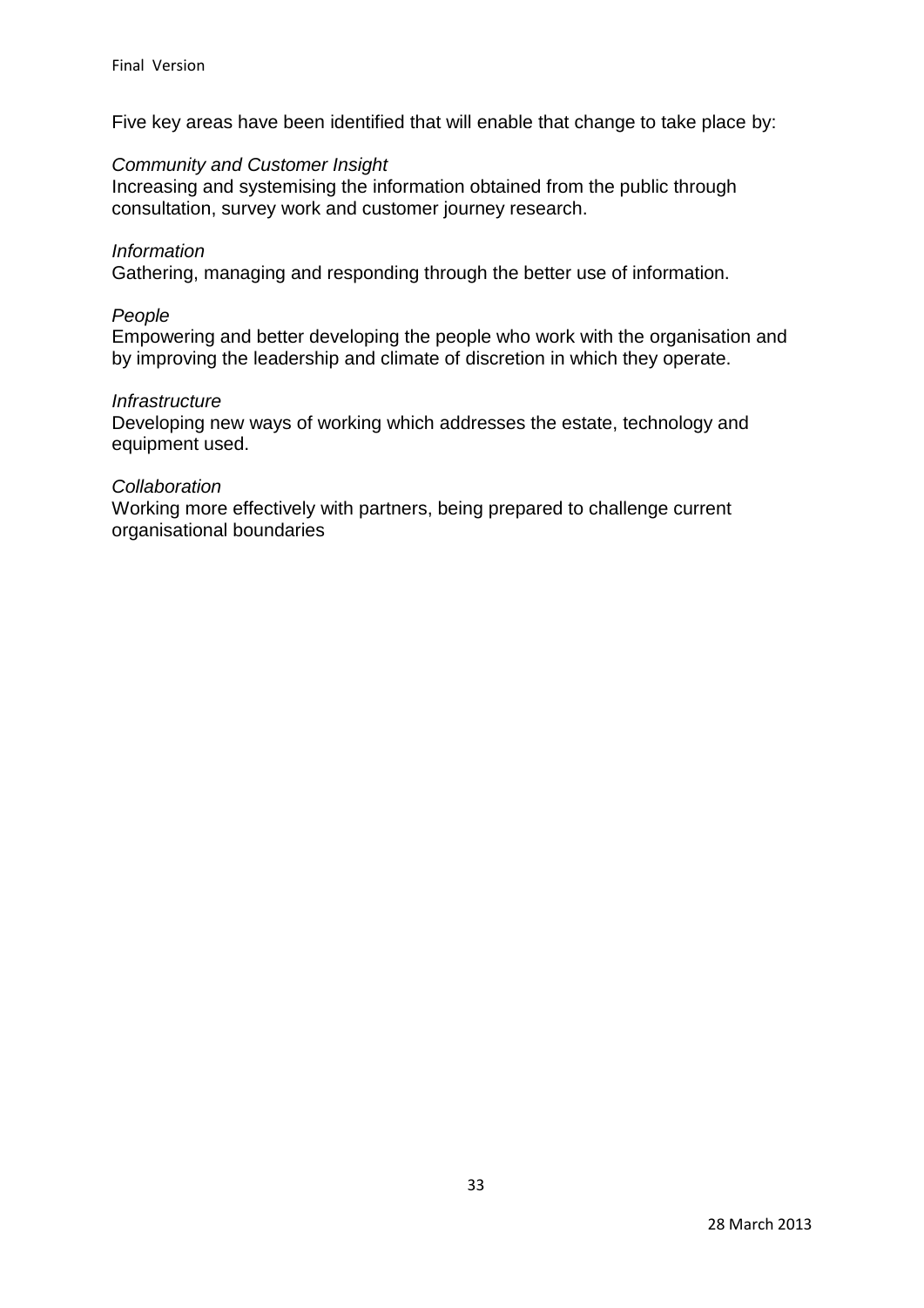Five key areas have been identified that will enable that change to take place by:

*Community and Customer Insight*
Increasing and systemising the information obtained from the public through consultation, survey work and customer journey research.

*Information*
Gathering, managing and responding through the better use of information.

*People*
Empowering and better developing the people who work with the organisation and by improving the leadership and climate of discretion in which they operate.

*Infrastructure*
Developing new ways of working which addresses the estate, technology and equipment used.

*Collaboration*
Working more effectively with partners, being prepared to challenge current organisational boundaries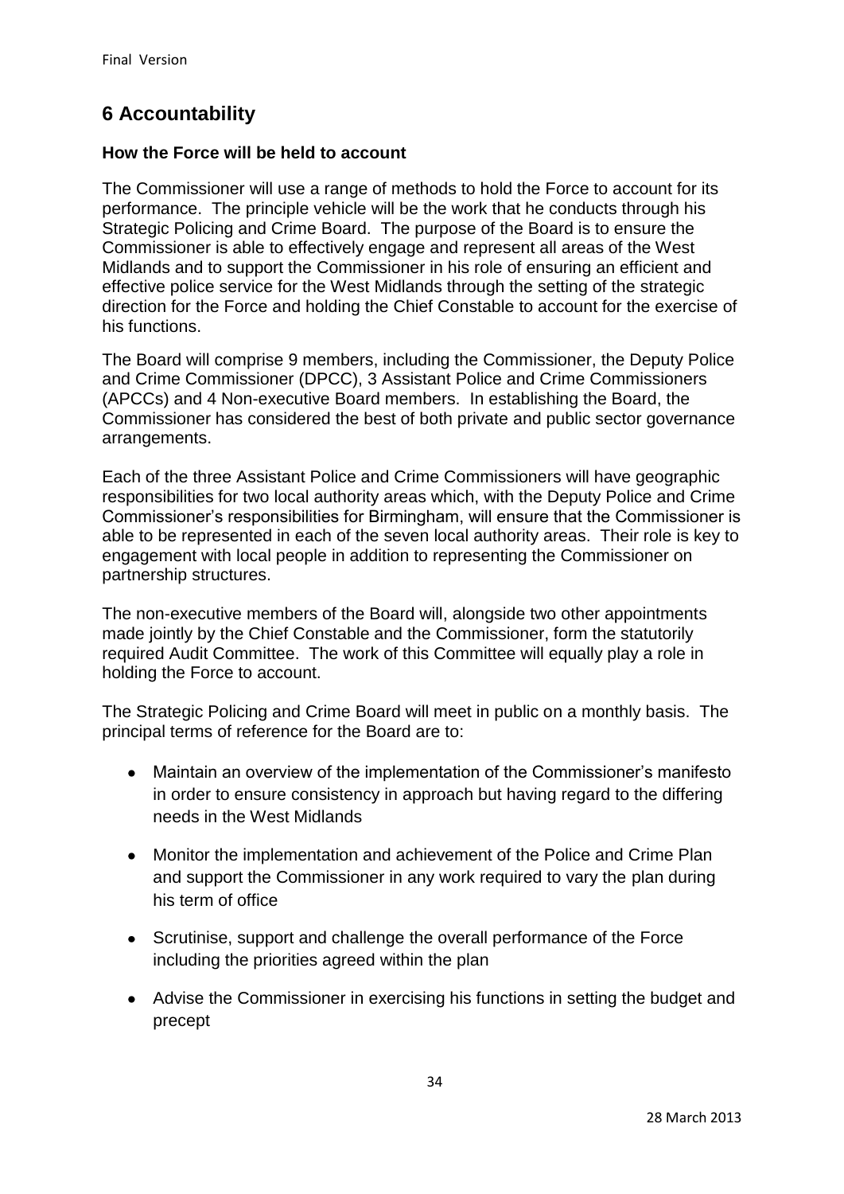# 6 Accountability

### How the Force will be held to account

The Commissioner will use a range of methods to hold the Force to account for its performance. The principle vehicle will be the work that he conducts through his Strategic Policing and Crime Board. The purpose of the Board is to ensure the Commissioner is able to effectively engage and represent all areas of the West Midlands and to support the Commissioner in his role of ensuring an efficient and effective police service for the West Midlands through the setting of the strategic direction for the Force and holding the Chief Constable to account for the exercise of his functions.

The Board will comprise 9 members, including the Commissioner, the Deputy Police and Crime Commissioner (DPCC), 3 Assistant Police and Crime Commissioners (APCCs) and 4 Non-executive Board members. In establishing the Board, the Commissioner has considered the best of both private and public sector governance arrangements.

Each of the three Assistant Police and Crime Commissioners will have geographic responsibilities for two local authority areas which, with the Deputy Police and Crime Commissioner's responsibilities for Birmingham, will ensure that the Commissioner is able to be represented in each of the seven local authority areas. Their role is key to engagement with local people in addition to representing the Commissioner on partnership structures.

The non-executive members of the Board will, alongside two other appointments made jointly by the Chief Constable and the Commissioner, form the statutorily required Audit Committee. The work of this Committee will equally play a role in holding the Force to account.

The Strategic Policing and Crime Board will meet in public on a monthly basis. The principal terms of reference for the Board are to:

- Maintain an overview of the implementation of the Commissioner's manifesto in order to ensure consistency in approach but having regard to the differing needs in the West Midlands
- Monitor the implementation and achievement of the Police and Crime Plan and support the Commissioner in any work required to vary the plan during his term of office
- Scrutinise, support and challenge the overall performance of the Force including the priorities agreed within the plan
- Advise the Commissioner in exercising his functions in setting the budget and precept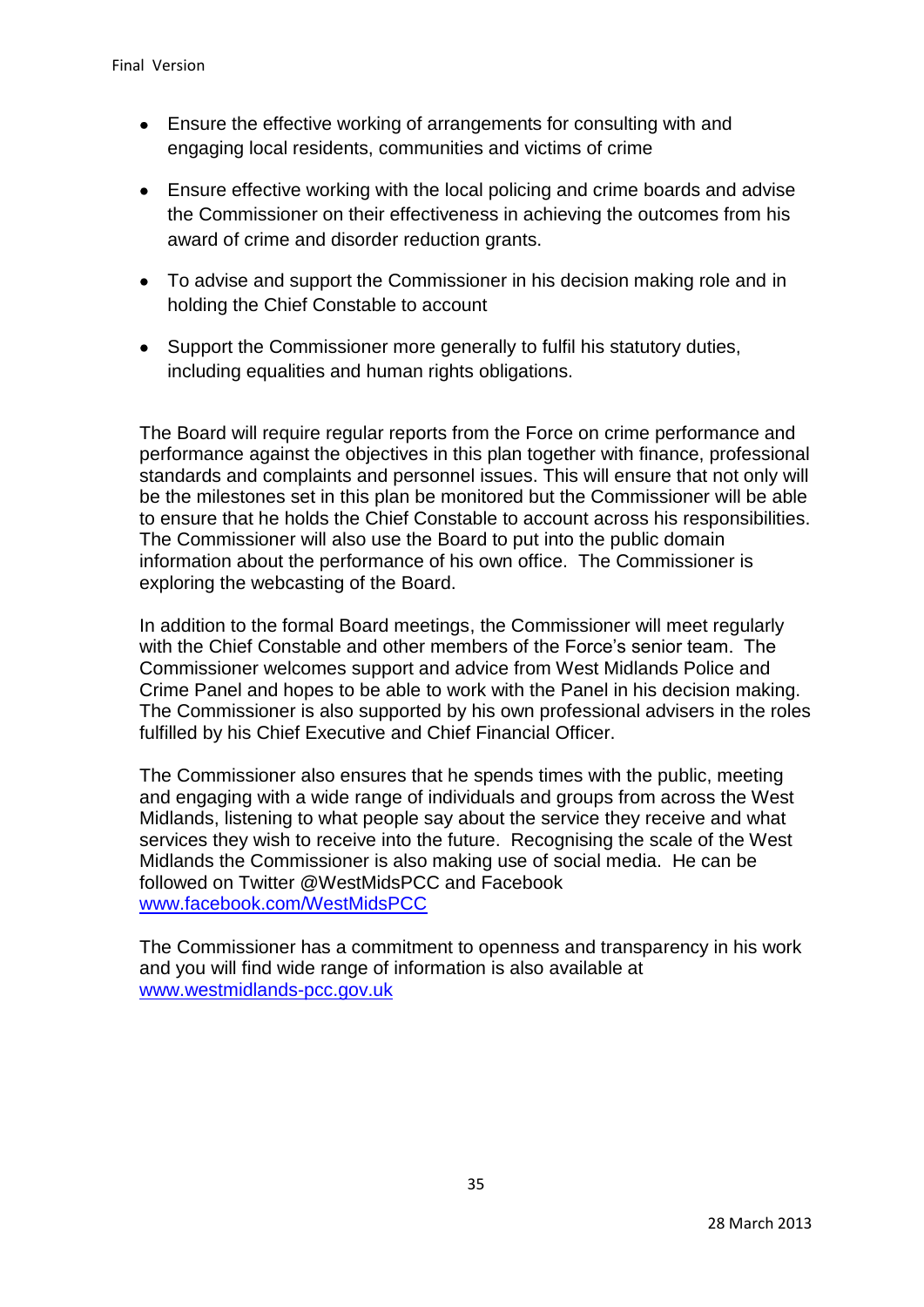- Ensure the effective working of arrangements for consulting with and engaging local residents, communities and victims of crime
- Ensure effective working with the local policing and crime boards and advise the Commissioner on their effectiveness in achieving the outcomes from his award of crime and disorder reduction grants.
- To advise and support the Commissioner in his decision making role and in holding the Chief Constable to account
- Support the Commissioner more generally to fulfil his statutory duties, including equalities and human rights obligations.

The Board will require regular reports from the Force on crime performance and performance against the objectives in this plan together with finance, professional standards and complaints and personnel issues. This will ensure that not only will be the milestones set in this plan be monitored but the Commissioner will be able to ensure that he holds the Chief Constable to account across his responsibilities. The Commissioner will also use the Board to put into the public domain information about the performance of his own office. The Commissioner is exploring the webcasting of the Board.

In addition to the formal Board meetings, the Commissioner will meet regularly with the Chief Constable and other members of the Force's senior team. The Commissioner welcomes support and advice from West Midlands Police and Crime Panel and hopes to be able to work with the Panel in his decision making. The Commissioner is also supported by his own professional advisers in the roles fulfilled by his Chief Executive and Chief Financial Officer.

The Commissioner also ensures that he spends times with the public, meeting and engaging with a wide range of individuals and groups from across the West Midlands, listening to what people say about the service they receive and what services they wish to receive into the future. Recognising the scale of the West Midlands the Commissioner is also making use of social media. He can be followed on Twitter @WestMidsPCC and Facebook [www.facebook.com/WestMidsPCC](www.facebook.com/WestMidsPCC)

The Commissioner has a commitment to openness and transparency in his work and you will find wide range of information is also available at [www.westmidlands-pcc.gov.uk](www.westmidlands-pcc.gov.uk)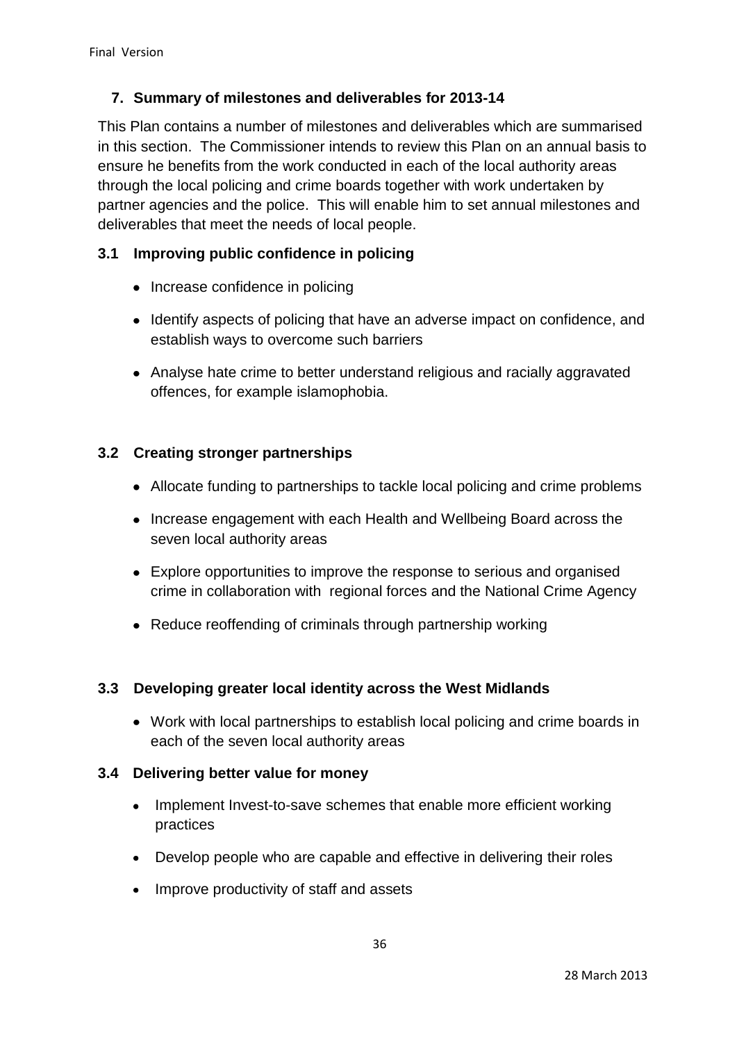## 7. Summary of milestones and deliverables for 2013-14

This Plan contains a number of milestones and deliverables which are summarised in this section. The Commissioner intends to review this Plan on an annual basis to ensure he benefits from the work conducted in each of the local authority areas through the local policing and crime boards together with work undertaken by partner agencies and the police. This will enable him to set annual milestones and deliverables that meet the needs of local people.

### 3.1 Improving public confidence in policing

- Increase confidence in policing
- Identify aspects of policing that have an adverse impact on confidence, and establish ways to overcome such barriers
- Analyse hate crime to better understand religious and racially aggravated offences, for example islamophobia.

### 3.2 Creating stronger partnerships

- Allocate funding to partnerships to tackle local policing and crime problems
- Increase engagement with each Health and Wellbeing Board across the seven local authority areas
- Explore opportunities to improve the response to serious and organised crime in collaboration with regional forces and the National Crime Agency
- Reduce reoffending of criminals through partnership working

### 3.3 Developing greater local identity across the West Midlands

- Work with local partnerships to establish local policing and crime boards in each of the seven local authority areas

### 3.4 Delivering better value for money

- Implement Invest-to-save schemes that enable more efficient working practices
- Develop people who are capable and effective in delivering their roles
- Improve productivity of staff and assets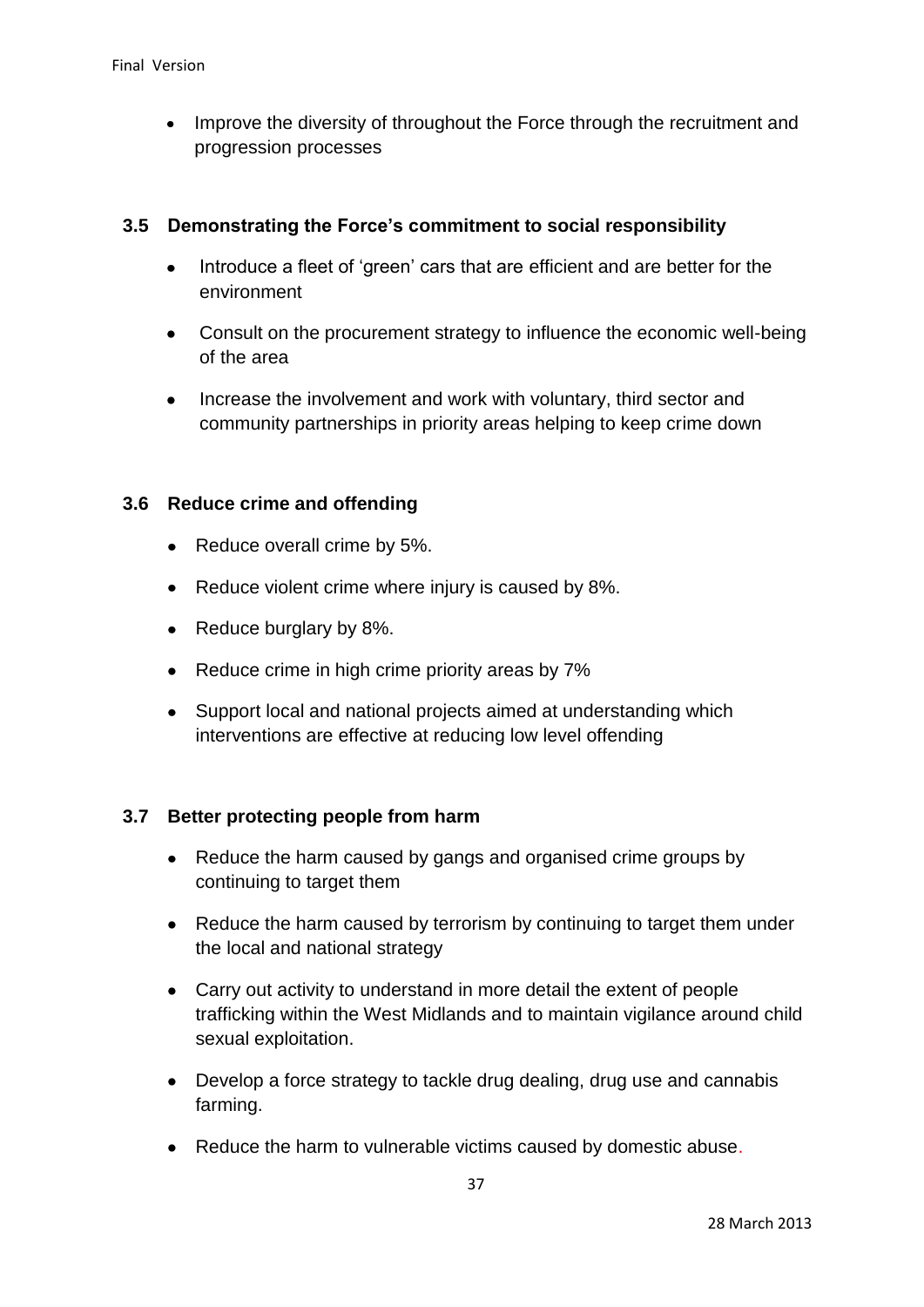- Improve the diversity of throughout the Force through the recruitment and progression processes

### 3.5 Demonstrating the Force's commitment to social responsibility

- Introduce a fleet of 'green' cars that are efficient and are better for the environment
- Consult on the procurement strategy to influence the economic well-being of the area
- Increase the involvement and work with voluntary, third sector and community partnerships in priority areas helping to keep crime down

### 3.6 Reduce crime and offending

- Reduce overall crime by 5%.
- Reduce violent crime where injury is caused by 8%.
- Reduce burglary by 8%.
- Reduce crime in high crime priority areas by 7%
- Support local and national projects aimed at understanding which interventions are effective at reducing low level offending

### 3.7 Better protecting people from harm

- Reduce the harm caused by gangs and organised crime groups by continuing to target them
- Reduce the harm caused by terrorism by continuing to target them under the local and national strategy
- Carry out activity to understand in more detail the extent of people trafficking within the West Midlands and to maintain vigilance around child sexual exploitation.
- Develop a force strategy to tackle drug dealing, drug use and cannabis farming.
- Reduce the harm to vulnerable victims caused by domestic abuse.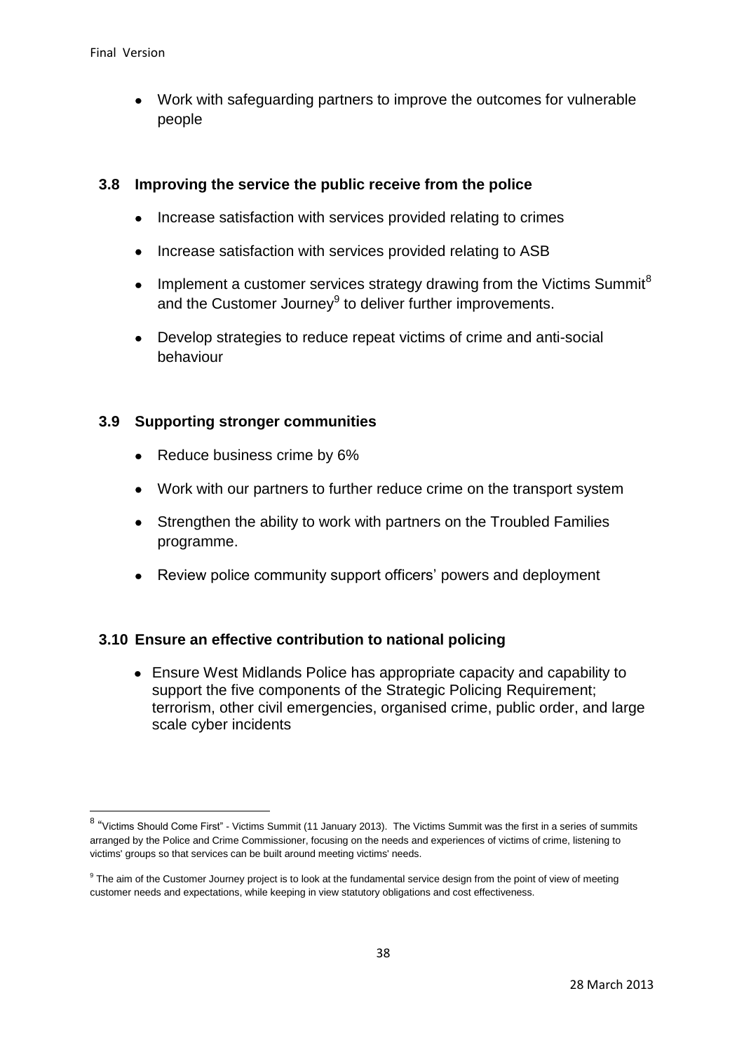- Work with safeguarding partners to improve the outcomes for vulnerable people

### 3.8 Improving the service the public receive from the police

- Increase satisfaction with services provided relating to crimes
- Increase satisfaction with services provided relating to ASB
- Implement a customer services strategy drawing from the Victims Summit[8] and the Customer Journey[9] to deliver further improvements.
- Develop strategies to reduce repeat victims of crime and anti-social behaviour

### 3.9 Supporting stronger communities

- Reduce business crime by 6%
- Work with our partners to further reduce crime on the transport system
- Strengthen the ability to work with partners on the Troubled Families programme.
- Review police community support officers' powers and deployment

### 3.10 Ensure an effective contribution to national policing

- Ensure West Midlands Police has appropriate capacity and capability to support the five components of the Strategic Policing Requirement; terrorism, other civil emergencies, organised crime, public order, and large scale cyber incidents

---

[8] "Victims Should Come First" - Victims Summit (11 January 2013). The Victims Summit was the first in a series of summits arranged by the Police and Crime Commissioner, focusing on the needs and experiences of victims of crime, listening to victims' groups so that services can be built around meeting victims' needs.

[9] The aim of the Customer Journey project is to look at the fundamental service design from the point of view of meeting customer needs and expectations, while keeping in view statutory obligations and cost effectiveness.